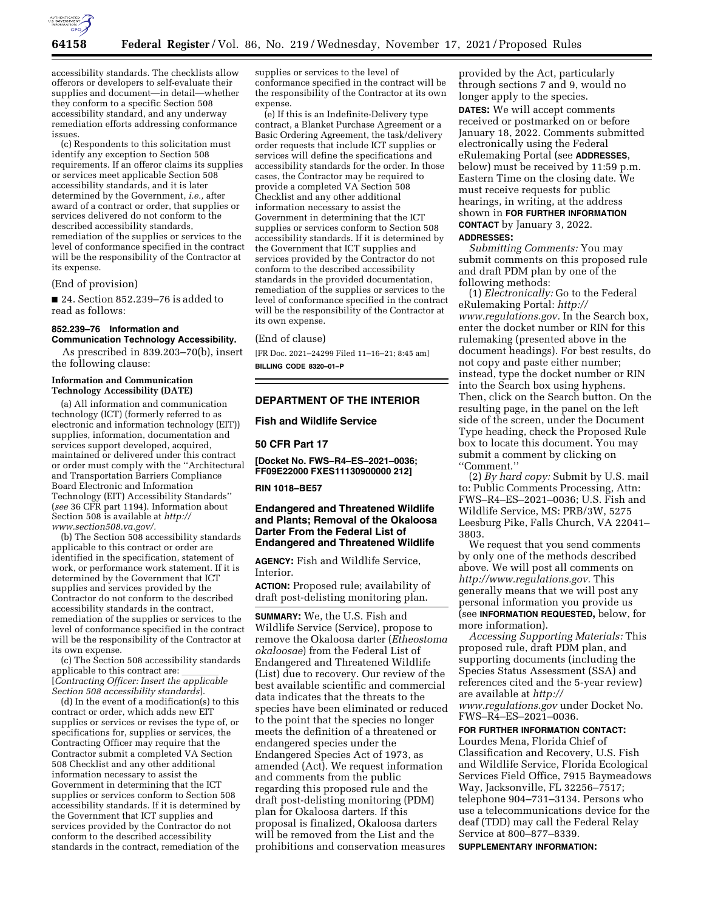accessibility standards. The checklists allow offerors or developers to self-evaluate their supplies and document—in detail—whether they conform to a specific Section 508 accessibility standard, and any underway remediation efforts addressing conformance issues.

(c) Respondents to this solicitation must identify any exception to Section 508 requirements. If an offeror claims its supplies or services meet applicable Section 508 accessibility standards, and it is later determined by the Government, *i.e.,* after award of a contract or order, that supplies or services delivered do not conform to the described accessibility standards, remediation of the supplies or services to the level of conformance specified in the contract will be the responsibility of the Contractor at its expense.

(End of provision)

■ 24. Section 852.239–76 is added to read as follows:

#### 852.239–76 Information and Communication Technology Accessibility.

As prescribed in 839.203–70(b), insert the following clause:

**Information and Communication Technology Accessibility (DATE)**

(a) All information and communication technology (ICT) (formerly referred to as electronic and information technology (EIT)) supplies, information, documentation and services support developed, acquired, maintained or delivered under this contract or order must comply with the ''Architectural and Transportation Barriers Compliance Board Electronic and Information Technology (EIT) Accessibility Standards'' (*see* 36 CFR part 1194). Information about Section 508 is available at *http://www.section508.va.gov/.*

(b) The Section 508 accessibility standards applicable to this contract or order are identified in the specification, statement of work, or performance work statement. If it is determined by the Government that ICT supplies and services provided by the Contractor do not conform to the described accessibility standards in the contract, remediation of the supplies or services to the level of conformance specified in the contract will be the responsibility of the Contractor at its own expense.

(c) The Section 508 accessibility standards applicable to this contract are: \_\_\_\_\_\_\_\_ [*Contracting Officer: Insert the applicable Section 508 accessibility standards*].

(d) In the event of a modification(s) to this contract or order, which adds new EIT supplies or services or revises the type of, or specifications for, supplies or services, the Contracting Officer may require that the Contractor submit a completed VA Section 508 Checklist and any other additional information necessary to assist the Government in determining that the ICT supplies or services conform to Section 508 accessibility standards. If it is determined by the Government that ICT supplies and services provided by the Contractor do not conform to the described accessibility standards in the contract, remediation of the supplies or services to the level of conformance specified in the contract will be the responsibility of the Contractor at its own expense.

(e) If this is an Indefinite-Delivery type contract, a Blanket Purchase Agreement or a Basic Ordering Agreement, the task/delivery order requests that include ICT supplies or services will define the specifications and accessibility standards for the order. In those cases, the Contractor may be required to provide a completed VA Section 508 Checklist and any other additional information necessary to assist the Government in determining that the ICT supplies or services conform to Section 508 accessibility standards. If it is determined by the Government that ICT supplies and services provided by the Contractor do not conform to the described accessibility standards in the provided documentation, remediation of the supplies or services to the level of conformance specified in the contract will be the responsibility of the Contractor at its own expense.

(End of clause)

[FR Doc. 2021–24299 Filed 11–16–21; 8:45 am]

**BILLING CODE 8320–01–P**

## DEPARTMENT OF THE INTERIOR

### Fish and Wildlife Service

### 50 CFR Part 17

**[Docket No. FWS–R4–ES–2021–0036; FF09E22000 FXES11130900000 212]**

**RIN 1018–BE57**

### Endangered and Threatened Wildlife and Plants; Removal of the Okaloosa Darter From the Federal List of Endangered and Threatened Wildlife

**AGENCY:** Fish and Wildlife Service, Interior.

**ACTION:** Proposed rule; availability of draft post-delisting monitoring plan.

**SUMMARY:** We, the U.S. Fish and Wildlife Service (Service), propose to remove the Okaloosa darter (*Etheostoma okaloosae*) from the Federal List of Endangered and Threatened Wildlife (List) due to recovery. Our review of the best available scientific and commercial data indicates that the threats to the species have been eliminated or reduced to the point that the species no longer meets the definition of a threatened or endangered species under the Endangered Species Act of 1973, as amended (Act). We request information and comments from the public regarding this proposed rule and the draft post-delisting monitoring (PDM) plan for Okaloosa darters. If this proposal is finalized, Okaloosa darters will be removed from the List and the prohibitions and conservation measures provided by the Act, particularly through sections 7 and 9, would no longer apply to the species.

**DATES:** We will accept comments received or postmarked on or before January 18, 2022. Comments submitted electronically using the Federal eRulemaking Portal (see **ADDRESSES**, below) must be received by 11:59 p.m. Eastern Time on the closing date. We must receive requests for public hearings, in writing, at the address shown in **FOR FURTHER INFORMATION CONTACT** by January 3, 2022.

**ADDRESSES:**

*Submitting Comments:* You may submit comments on this proposed rule and draft PDM plan by one of the following methods:

(1) *Electronically:* Go to the Federal eRulemaking Portal: *http://www.regulations.gov.* In the Search box, enter the docket number or RIN for this rulemaking (presented above in the document headings). For best results, do not copy and paste either number; instead, type the docket number or RIN into the Search box using hyphens. Then, click on the Search button. On the resulting page, in the panel on the left side of the screen, under the Document Type heading, check the Proposed Rule box to locate this document. You may submit a comment by clicking on ''Comment.''

(2) *By hard copy:* Submit by U.S. mail to: Public Comments Processing, Attn: FWS–R4–ES–2021–0036; U.S. Fish and Wildlife Service, MS: PRB/3W, 5275 Leesburg Pike, Falls Church, VA 22041–3803.

We request that you send comments by only one of the methods described above. We will post all comments on *http://www.regulations.gov.* This generally means that we will post any personal information you provide us (see **INFORMATION REQUESTED,** below, for more information).

*Accessing Supporting Materials:* This proposed rule, draft PDM plan, and supporting documents (including the Species Status Assessment (SSA) and references cited and the 5-year review) are available at *http://www.regulations.gov* under Docket No. FWS–R4–ES–2021–0036.

**FOR FURTHER INFORMATION CONTACT:** Lourdes Mena, Florida Chief of Classification and Recovery, U.S. Fish and Wildlife Service, Florida Ecological Services Field Office, 7915 Baymeadows Way, Jacksonville, FL 32256–7517; telephone 904–731–3134. Persons who use a telecommunications device for the deaf (TDD) may call the Federal Relay Service at 800–877–8339.

**SUPPLEMENTARY INFORMATION:**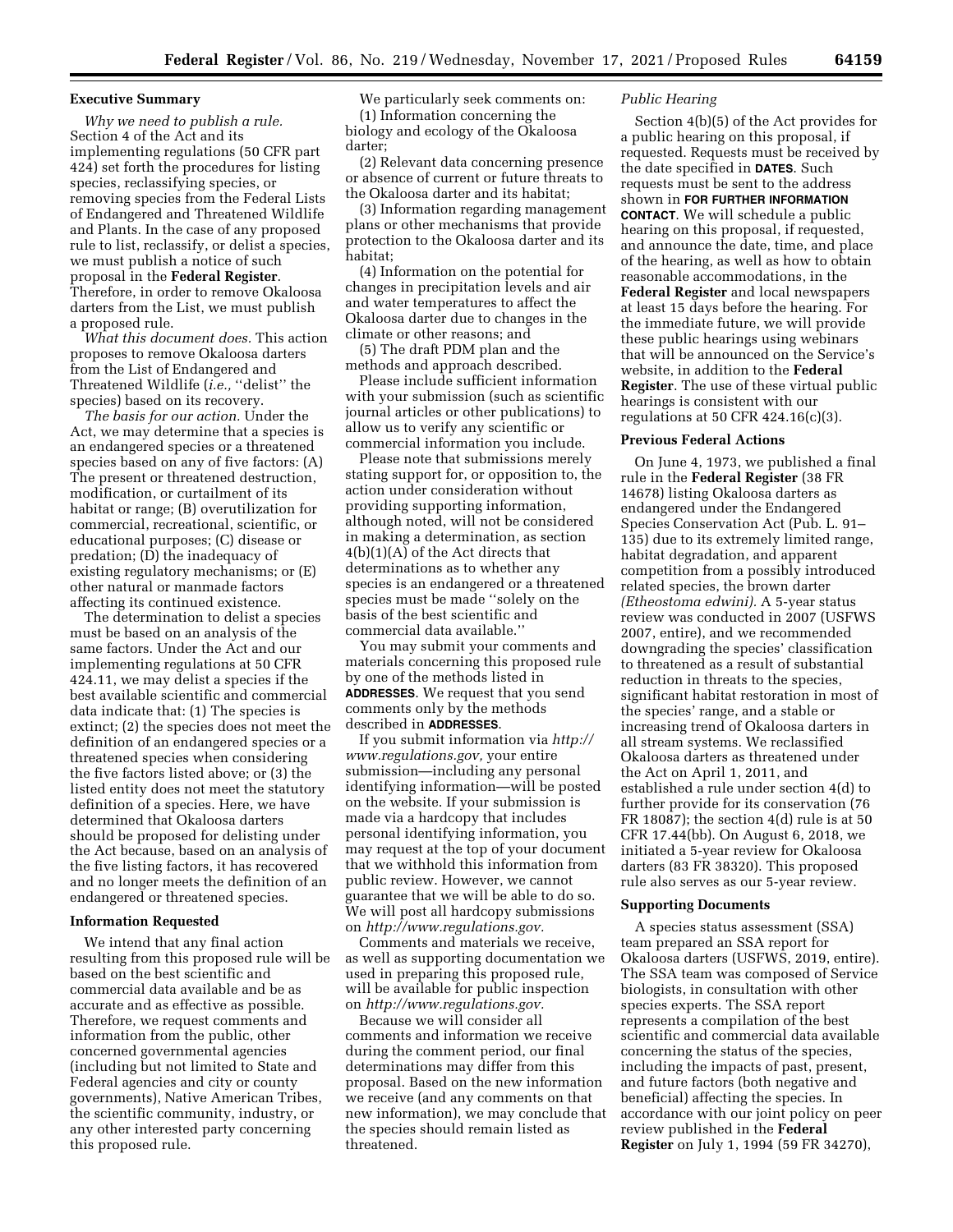## Executive Summary

*Why we need to publish a rule.* Section 4 of the Act and its implementing regulations (50 CFR part 424) set forth the procedures for listing species, reclassifying species, or removing species from the Federal Lists of Endangered and Threatened Wildlife and Plants. In the case of any proposed rule to list, reclassify, or delist a species, we must publish a notice of such proposal in the **Federal Register**. Therefore, in order to remove Okaloosa darters from the List, we must publish a proposed rule.

*What this document does.* This action proposes to remove Okaloosa darters from the List of Endangered and Threatened Wildlife (*i.e.,* ''delist'' the species) based on its recovery.

*The basis for our action.* Under the Act, we may determine that a species is an endangered species or a threatened species based on any of five factors: (A) The present or threatened destruction, modification, or curtailment of its habitat or range; (B) overutilization for commercial, recreational, scientific, or educational purposes; (C) disease or predation; (D) the inadequacy of existing regulatory mechanisms; or (E) other natural or manmade factors affecting its continued existence.

The determination to delist a species must be based on an analysis of the same factors. Under the Act and our implementing regulations at 50 CFR 424.11, we may delist a species if the best available scientific and commercial data indicate that: (1) The species is extinct; (2) the species does not meet the definition of an endangered species or a threatened species when considering the five factors listed above; or (3) the listed entity does not meet the statutory definition of a species. Here, we have determined that Okaloosa darters should be proposed for delisting under the Act because, based on an analysis of the five listing factors, it has recovered and no longer meets the definition of an endangered or threatened species.

## Information Requested

We intend that any final action resulting from this proposed rule will be based on the best scientific and commercial data available and be as accurate and as effective as possible. Therefore, we request comments and information from the public, other concerned governmental agencies (including but not limited to State and Federal agencies and city or county governments), Native American Tribes, the scientific community, industry, or any other interested party concerning this proposed rule.

We particularly seek comments on:

(1) Information concerning the biology and ecology of the Okaloosa darter;

(2) Relevant data concerning presence or absence of current or future threats to the Okaloosa darter and its habitat;

(3) Information regarding management plans or other mechanisms that provide protection to the Okaloosa darter and its habitat;

(4) Information on the potential for changes in precipitation levels and air and water temperatures to affect the Okaloosa darter due to changes in the climate or other reasons; and

(5) The draft PDM plan and the methods and approach described.

Please include sufficient information with your submission (such as scientific journal articles or other publications) to allow us to verify any scientific or commercial information you include.

Please note that submissions merely stating support for, or opposition to, the action under consideration without providing supporting information, although noted, will not be considered in making a determination, as section 4(b)(1)(A) of the Act directs that determinations as to whether any species is an endangered or a threatened species must be made ''solely on the basis of the best scientific and commercial data available.''

You may submit your comments and materials concerning this proposed rule by one of the methods listed in **ADDRESSES**. We request that you send comments only by the methods described in **ADDRESSES**.

If you submit information via *http://www.regulations.gov,* your entire submission—including any personal identifying information—will be posted on the website. If your submission is made via a hardcopy that includes personal identifying information, you may request at the top of your document that we withhold this information from public review. However, we cannot guarantee that we will be able to do so. We will post all hardcopy submissions on *http://www.regulations.gov.*

Comments and materials we receive, as well as supporting documentation we used in preparing this proposed rule, will be available for public inspection on *http://www.regulations.gov*.

Because we will consider all comments and information we receive during the comment period, our final determinations may differ from this proposal. Based on the new information we receive (and any comments on that new information), we may conclude that the species should remain listed as threatened.

### *Public Hearing*

Section 4(b)(5) of the Act provides for a public hearing on this proposal, if requested. Requests must be received by the date specified in **DATES**. Such requests must be sent to the address shown in **FOR FURTHER INFORMATION CONTACT**. We will schedule a public hearing on this proposal, if requested, and announce the date, time, and place of the hearing, as well as how to obtain reasonable accommodations, in the **Federal Register** and local newspapers at least 15 days before the hearing. For the immediate future, we will provide these public hearings using webinars that will be announced on the Service's website, in addition to the **Federal Register**. The use of these virtual public hearings is consistent with our regulations at 50 CFR 424.16(c)(3).

## Previous Federal Actions

On June 4, 1973, we published a final rule in the **Federal Register** (38 FR 14678) listing Okaloosa darters as endangered under the Endangered Species Conservation Act (Pub. L. 91–135) due to its extremely limited range, habitat degradation, and apparent competition from a possibly introduced related species, the brown darter *(Etheostoma edwini).* A 5-year status review was conducted in 2007 (USFWS 2007, entire), and we recommended downgrading the species' classification to threatened as a result of substantial reduction in threats to the species, significant habitat restoration in most of the species' range, and a stable or increasing trend of Okaloosa darters in all stream systems. We reclassified Okaloosa darters as threatened under the Act on April 1, 2011, and established a rule under section 4(d) to further provide for its conservation (76 FR 18087); the section 4(d) rule is at 50 CFR 17.44(bb). On August 6, 2018, we initiated a 5-year review for Okaloosa darters (83 FR 38320). This proposed rule also serves as our 5-year review.

## Supporting Documents

A species status assessment (SSA) team prepared an SSA report for Okaloosa darters (USFWS, 2019, entire). The SSA team was composed of Service biologists, in consultation with other species experts. The SSA report represents a compilation of the best scientific and commercial data available concerning the status of the species, including the impacts of past, present, and future factors (both negative and beneficial) affecting the species. In accordance with our joint policy on peer review published in the **Federal Register** on July 1, 1994 (59 FR 34270),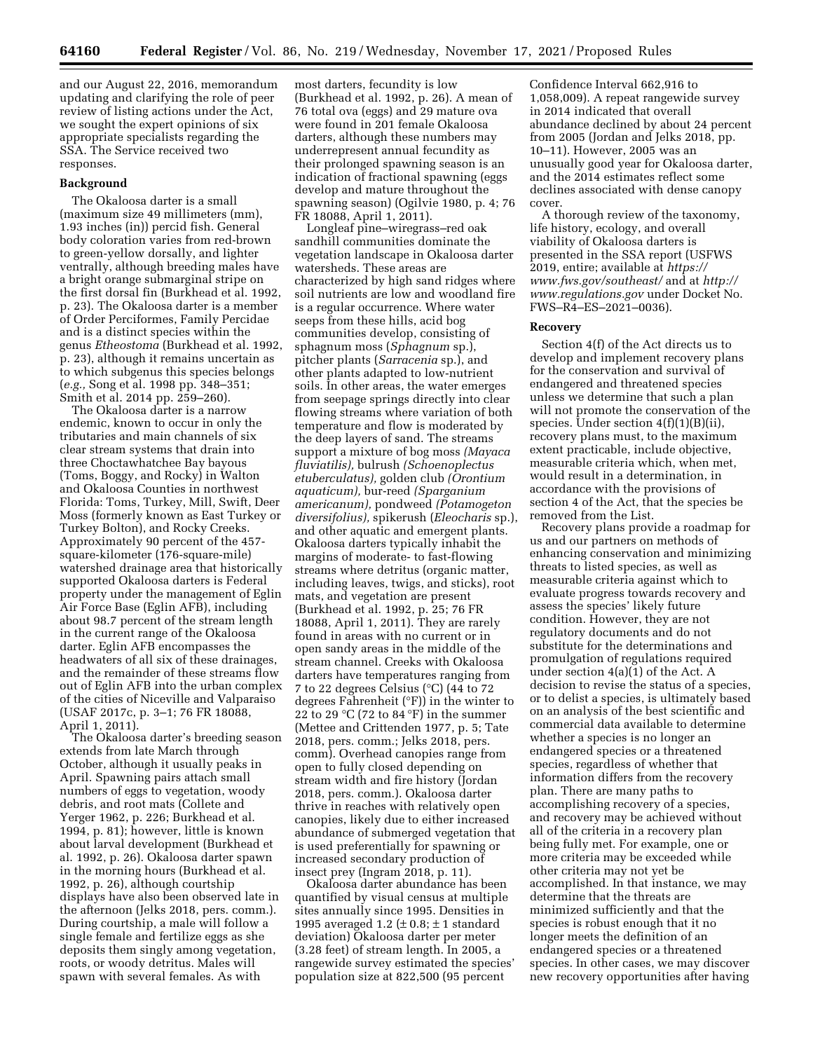and our August 22, 2016, memorandum updating and clarifying the role of peer review of listing actions under the Act, we sought the expert opinions of six appropriate specialists regarding the SSA. The Service received two responses.

## Background

The Okaloosa darter is a small (maximum size 49 millimeters (mm), 1.93 inches (in)) percid fish. General body coloration varies from red-brown to green-yellow dorsally, and lighter ventrally, although breeding males have a bright orange submarginal stripe on the first dorsal fin (Burkhead et al. 1992, p. 23). The Okaloosa darter is a member of Order Perciformes, Family Percidae and is a distinct species within the genus *Etheostoma* (Burkhead et al. 1992, p. 23), although it remains uncertain as to which subgenus this species belongs (*e.g.,* Song et al. 1998 pp. 348–351; Smith et al. 2014 pp. 259–260).

The Okaloosa darter is a narrow endemic, known to occur in only the tributaries and main channels of six clear stream systems that drain into three Choctawhatchee Bay bayous (Toms, Boggy, and Rocky) in Walton and Okaloosa Counties in northwest Florida: Toms, Turkey, Mill, Swift, Deer Moss (formerly known as East Turkey or Turkey Bolton), and Rocky Creeks. Approximately 90 percent of the 457-square-kilometer (176-square-mile) watershed drainage area that historically supported Okaloosa darters is Federal property under the management of Eglin Air Force Base (Eglin AFB), including about 98.7 percent of the stream length in the current range of the Okaloosa darter. Eglin AFB encompasses the headwaters of all six of these drainages, and the remainder of these streams flow out of Eglin AFB into the urban complex of the cities of Niceville and Valparaiso (USAF 2017c, p. 3–1; 76 FR 18088, April 1, 2011).

The Okaloosa darter's breeding season extends from late March through October, although it usually peaks in April. Spawning pairs attach small numbers of eggs to vegetation, woody debris, and root mats (Collete and Yerger 1962, p. 226; Burkhead et al. 1994, p. 81); however, little is known about larval development (Burkhead et al. 1992, p. 26). Okaloosa darter spawn in the morning hours (Burkhead et al. 1992, p. 26), although courtship displays have also been observed late in the afternoon (Jelks 2018, pers. comm.). During courtship, a male will follow a single female and fertilize eggs as she deposits them singly among vegetation, roots, or woody detritus. Males will spawn with several females. As with most darters, fecundity is low (Burkhead et al. 1992, p. 26). A mean of 76 total ova (eggs) and 29 mature ova were found in 201 female Okaloosa darters, although these numbers may underrepresent annual fecundity as their prolonged spawning season is an indication of fractional spawning (eggs develop and mature throughout the spawning season) (Ogilvie 1980, p. 4; 76 FR 18088, April 1, 2011).

Longleaf pine–wiregrass–red oak sandhill communities dominate the vegetation landscape in Okaloosa darter watersheds. These areas are characterized by high sand ridges where soil nutrients are low and woodland fire is a regular occurrence. Where water seeps from these hills, acid bog communities develop, consisting of sphagnum moss (*Sphagnum* sp.), pitcher plants (*Sarracenia* sp.), and other plants adapted to low-nutrient soils. In other areas, the water emerges from seepage springs directly into clear flowing streams where variation of both temperature and flow is moderated by the deep layers of sand. The streams support a mixture of bog moss *(Mayaca fluviatilis),* bulrush *(Schoenoplectus etuberculatus),* golden club *(Orontium aquaticum),* bur-reed *(Sparganium americanum),* pondweed *(Potamogeton diversifolius),* spikerush (*Eleocharis* sp.), and other aquatic and emergent plants. Okaloosa darters typically inhabit the margins of moderate- to fast-flowing streams where detritus (organic matter, including leaves, twigs, and sticks), root mats, and vegetation are present (Burkhead et al. 1992, p. 25; 76 FR 18088, April 1, 2011). They are rarely found in areas with no current or in open sandy areas in the middle of the stream channel. Creeks with Okaloosa darters have temperatures ranging from 7 to 22 degrees Celsius (°C) (44 to 72 degrees Fahrenheit (°F)) in the winter to 22 to 29 °C (72 to 84 °F) in the summer (Mettee and Crittenden 1977, p. 5; Tate 2018, pers. comm.; Jelks 2018, pers. comm). Overhead canopies range from open to fully closed depending on stream width and fire history (Jordan 2018, pers. comm.). Okaloosa darter thrive in reaches with relatively open canopies, likely due to either increased abundance of submerged vegetation that is used preferentially for spawning or increased secondary production of insect prey (Ingram 2018, p. 11).

Okaloosa darter abundance has been quantified by visual census at multiple sites annually since 1995. Densities in 1995 averaged 1.2 (± 0.8; ± 1 standard deviation) Okaloosa darter per meter (3.28 feet) of stream length. In 2005, a rangewide survey estimated the species' population size at 822,500 (95 percent Confidence Interval 662,916 to 1,058,009). A repeat rangewide survey in 2014 indicated that overall abundance declined by about 24 percent from 2005 (Jordan and Jelks 2018, pp. 10–11). However, 2005 was an unusually good year for Okaloosa darter, and the 2014 estimates reflect some declines associated with dense canopy cover.

A thorough review of the taxonomy, life history, ecology, and overall viability of Okaloosa darters is presented in the SSA report (USFWS 2019, entire; available at *https://www.fws.gov/southeast/* and at *http://www.regulations.gov* under Docket No. FWS–R4–ES–2021–0036).

## Recovery

Section 4(f) of the Act directs us to develop and implement recovery plans for the conservation and survival of endangered and threatened species unless we determine that such a plan will not promote the conservation of the species. Under section 4(f)(1)(B)(ii), recovery plans must, to the maximum extent practicable, include objective, measurable criteria which, when met, would result in a determination, in accordance with the provisions of section 4 of the Act, that the species be removed from the List.

Recovery plans provide a roadmap for us and our partners on methods of enhancing conservation and minimizing threats to listed species, as well as measurable criteria against which to evaluate progress towards recovery and assess the species' likely future condition. However, they are not regulatory documents and do not substitute for the determinations and promulgation of regulations required under section 4(a)(1) of the Act. A decision to revise the status of a species, or to delist a species, is ultimately based on an analysis of the best scientific and commercial data available to determine whether a species is no longer an endangered species or a threatened species, regardless of whether that information differs from the recovery plan. There are many paths to accomplishing recovery of a species, and recovery may be achieved without all of the criteria in a recovery plan being fully met. For example, one or more criteria may be exceeded while other criteria may not yet be accomplished. In that instance, we may determine that the threats are minimized sufficiently and that the species is robust enough that it no longer meets the definition of an endangered species or a threatened species. In other cases, we may discover new recovery opportunities after having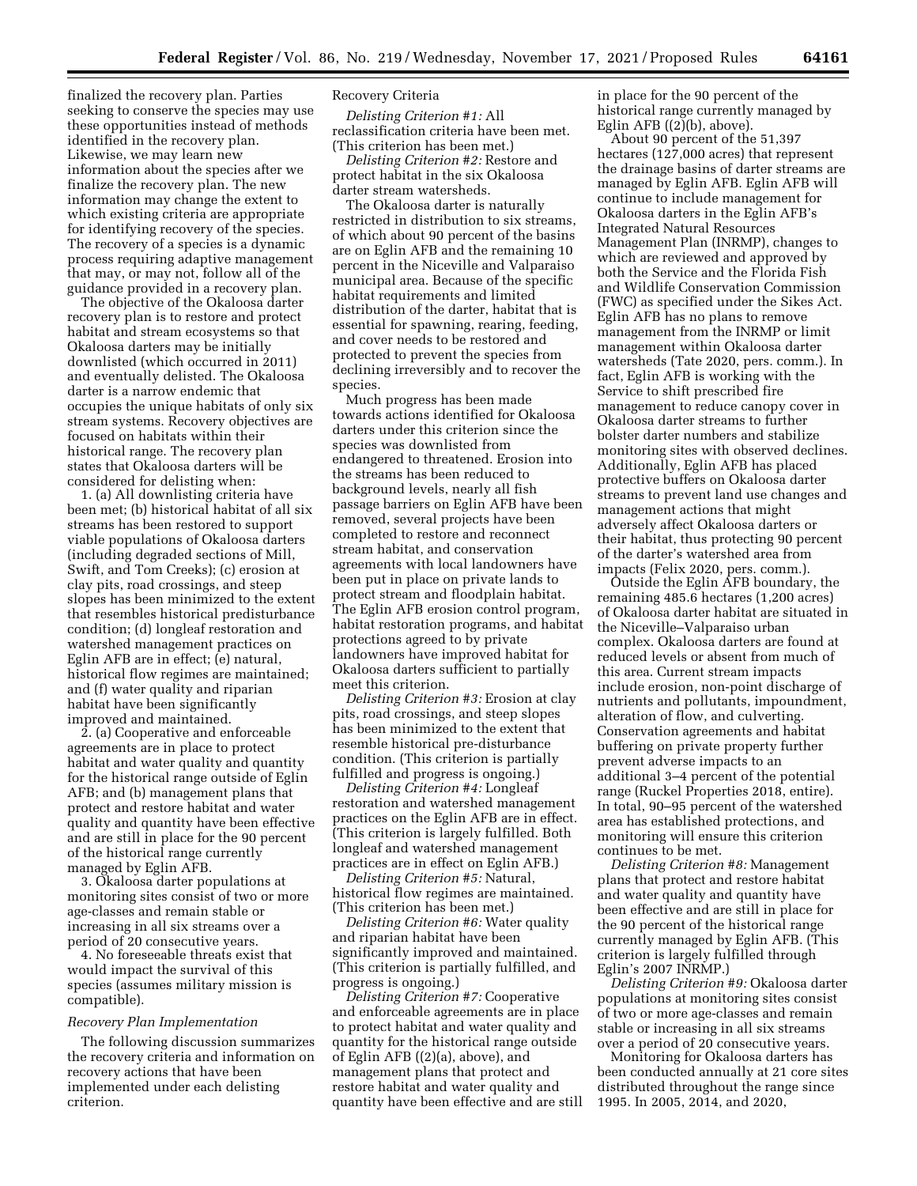finalized the recovery plan. Parties seeking to conserve the species may use these opportunities instead of methods identified in the recovery plan. Likewise, we may learn new information about the species after we finalize the recovery plan. The new information may change the extent to which existing criteria are appropriate for identifying recovery of the species. The recovery of a species is a dynamic process requiring adaptive management that may, or may not, follow all of the guidance provided in a recovery plan.

The objective of the Okaloosa darter recovery plan is to restore and protect habitat and stream ecosystems so that Okaloosa darters may be initially downlisted (which occurred in 2011) and eventually delisted. The Okaloosa darter is a narrow endemic that occupies the unique habitats of only six stream systems. Recovery objectives are focused on habitats within their historical range. The recovery plan states that Okaloosa darters will be considered for delisting when:

1. (a) All downlisting criteria have been met; (b) historical habitat of all six streams has been restored to support viable populations of Okaloosa darters (including degraded sections of Mill, Swift, and Tom Creeks); (c) erosion at clay pits, road crossings, and steep slopes has been minimized to the extent that resembles historical predisturbance condition; (d) longleaf restoration and watershed management practices on Eglin AFB are in effect; (e) natural, historical flow regimes are maintained; and (f) water quality and riparian habitat have been significantly improved and maintained.

2. (a) Cooperative and enforceable agreements are in place to protect habitat and water quality and quantity for the historical range outside of Eglin AFB; and (b) management plans that protect and restore habitat and water quality and quantity have been effective and are still in place for the 90 percent of the historical range currently managed by Eglin AFB.

3. Okaloosa darter populations at monitoring sites consist of two or more age-classes and remain stable or increasing in all six streams over a period of 20 consecutive years.

4. No foreseeable threats exist that would impact the survival of this species (assumes military mission is compatible).

*Recovery Plan Implementation*

The following discussion summarizes the recovery criteria and information on recovery actions that have been implemented under each delisting criterion.

Recovery Criteria

*Delisting Criterion #1:* All reclassification criteria have been met. (This criterion has been met.)

*Delisting Criterion #2:* Restore and protect habitat in the six Okaloosa darter stream watersheds.

The Okaloosa darter is naturally restricted in distribution to six streams, of which about 90 percent of the basins are on Eglin AFB and the remaining 10 percent in the Niceville and Valparaiso municipal area. Because of the specific habitat requirements and limited distribution of the darter, habitat that is essential for spawning, rearing, feeding, and cover needs to be restored and protected to prevent the species from declining irreversibly and to recover the species.

Much progress has been made towards actions identified for Okaloosa darters under this criterion since the species was downlisted from endangered to threatened. Erosion into the streams has been reduced to background levels, nearly all fish passage barriers on Eglin AFB have been removed, several projects have been completed to restore and reconnect stream habitat, and conservation agreements with local landowners have been put in place on private lands to protect stream and floodplain habitat. The Eglin AFB erosion control program, habitat restoration programs, and habitat protections agreed to by private landowners have improved habitat for Okaloosa darters sufficient to partially meet this criterion.

*Delisting Criterion #3:* Erosion at clay pits, road crossings, and steep slopes has been minimized to the extent that resemble historical pre-disturbance condition. (This criterion is partially fulfilled and progress is ongoing.)

*Delisting Criterion #4:* Longleaf restoration and watershed management practices on the Eglin AFB are in effect. (This criterion is largely fulfilled. Both longleaf and watershed management practices are in effect on Eglin AFB.)

*Delisting Criterion #5:* Natural, historical flow regimes are maintained. (This criterion has been met.)

*Delisting Criterion #6:* Water quality and riparian habitat have been significantly improved and maintained. (This criterion is partially fulfilled, and progress is ongoing.)

*Delisting Criterion #7:* Cooperative and enforceable agreements are in place to protect habitat and water quality and quantity for the historical range outside of Eglin AFB ((2)(a), above), and management plans that protect and restore habitat and water quality and quantity have been effective and are still in place for the 90 percent of the historical range currently managed by Eglin AFB ((2)(b), above).

About 90 percent of the 51,397 hectares (127,000 acres) that represent the drainage basins of darter streams are managed by Eglin AFB. Eglin AFB will continue to include management for Okaloosa darters in the Eglin AFB's Integrated Natural Resources Management Plan (INRMP), changes to which are reviewed and approved by both the Service and the Florida Fish and Wildlife Conservation Commission (FWC) as specified under the Sikes Act. Eglin AFB has no plans to remove management from the INRMP or limit management within Okaloosa darter watersheds (Tate 2020, pers. comm.). In fact, Eglin AFB is working with the Service to shift prescribed fire management to reduce canopy cover in Okaloosa darter streams to further bolster darter numbers and stabilize monitoring sites with observed declines. Additionally, Eglin AFB has placed protective buffers on Okaloosa darter streams to prevent land use changes and management actions that might adversely affect Okaloosa darters or their habitat, thus protecting 90 percent of the darter's watershed area from impacts (Felix 2020, pers. comm.).

Outside the Eglin AFB boundary, the remaining 485.6 hectares (1,200 acres) of Okaloosa darter habitat are situated in the Niceville–Valparaiso urban complex. Okaloosa darters are found at reduced levels or absent from much of this area. Current stream impacts include erosion, non-point discharge of nutrients and pollutants, impoundment, alteration of flow, and culverting. Conservation agreements and habitat buffering on private property further prevent adverse impacts to an additional 3–4 percent of the potential range (Ruckel Properties 2018, entire). In total, 90–95 percent of the watershed area has established protections, and monitoring will ensure this criterion continues to be met.

*Delisting Criterion #8:* Management plans that protect and restore habitat and water quality and quantity have been effective and are still in place for the 90 percent of the historical range currently managed by Eglin AFB. (This criterion is largely fulfilled through Eglin's 2007 INRMP.)

*Delisting Criterion #9:* Okaloosa darter populations at monitoring sites consist of two or more age-classes and remain stable or increasing in all six streams over a period of 20 consecutive years.

Monitoring for Okaloosa darters has been conducted annually at 21 core sites distributed throughout the range since 1995. In 2005, 2014, and 2020,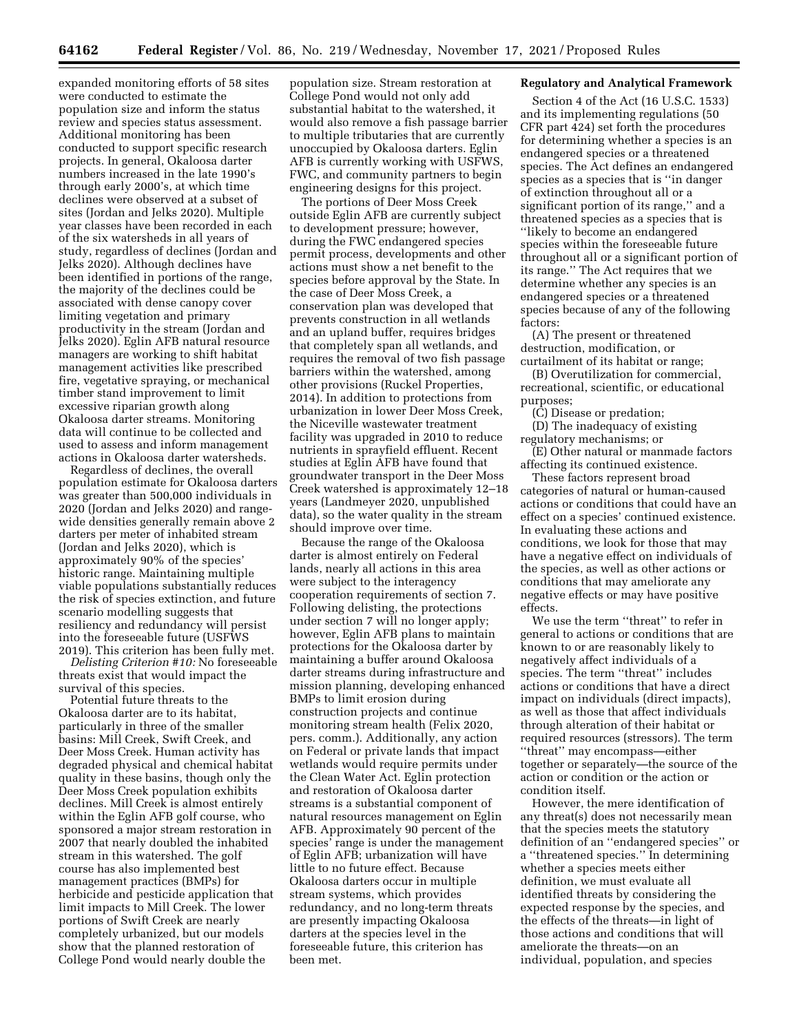expanded monitoring efforts of 58 sites were conducted to estimate the population size and inform the status review and species status assessment. Additional monitoring has been conducted to support specific research projects. In general, Okaloosa darter numbers increased in the late 1990's through early 2000's, at which time declines were observed at a subset of sites (Jordan and Jelks 2020). Multiple year classes have been recorded in each of the six watersheds in all years of study, regardless of declines (Jordan and Jelks 2020). Although declines have been identified in portions of the range, the majority of the declines could be associated with dense canopy cover limiting vegetation and primary productivity in the stream (Jordan and Jelks 2020). Eglin AFB natural resource managers are working to shift habitat management activities like prescribed fire, vegetative spraying, or mechanical timber stand improvement to limit excessive riparian growth along Okaloosa darter streams. Monitoring data will continue to be collected and used to assess and inform management actions in Okaloosa darter watersheds.

Regardless of declines, the overall population estimate for Okaloosa darters was greater than 500,000 individuals in 2020 (Jordan and Jelks 2020) and range-wide densities generally remain above 2 darters per meter of inhabited stream (Jordan and Jelks 2020), which is approximately 90% of the species' historic range. Maintaining multiple viable populations substantially reduces the risk of species extinction, and future scenario modelling suggests that resiliency and redundancy will persist into the foreseeable future (USFWS 2019). This criterion has been fully met.

*Delisting Criterion #10:* No foreseeable threats exist that would impact the survival of this species.

Potential future threats to the Okaloosa darter are to its habitat, particularly in three of the smaller basins: Mill Creek, Swift Creek, and Deer Moss Creek. Human activity has degraded physical and chemical habitat quality in these basins, though only the Deer Moss Creek population exhibits declines. Mill Creek is almost entirely within the Eglin AFB golf course, who sponsored a major stream restoration in 2007 that nearly doubled the inhabited stream in this watershed. The golf course has also implemented best management practices (BMPs) for herbicide and pesticide application that limit impacts to Mill Creek. The lower portions of Swift Creek are nearly completely urbanized, but our models show that the planned restoration of College Pond would nearly double the population size. Stream restoration at College Pond would not only add substantial habitat to the watershed, it would also remove a fish passage barrier to multiple tributaries that are currently unoccupied by Okaloosa darters. Eglin AFB is currently working with USFWS, FWC, and community partners to begin engineering designs for this project.

The portions of Deer Moss Creek outside Eglin AFB are currently subject to development pressure; however, during the FWC endangered species permit process, developments and other actions must show a net benefit to the species before approval by the State. In the case of Deer Moss Creek, a conservation plan was developed that prevents construction in all wetlands and an upland buffer, requires bridges that completely span all wetlands, and requires the removal of two fish passage barriers within the watershed, among other provisions (Ruckel Properties, 2014). In addition to protections from urbanization in lower Deer Moss Creek, the Niceville wastewater treatment facility was upgraded in 2010 to reduce nutrients in sprayfield effluent. Recent studies at Eglin AFB have found that groundwater transport in the Deer Moss Creek watershed is approximately 12–18 years (Landmeyer 2020, unpublished data), so the water quality in the stream should improve over time.

Because the range of the Okaloosa darter is almost entirely on Federal lands, nearly all actions in this area were subject to the interagency cooperation requirements of section 7. Following delisting, the protections under section 7 will no longer apply; however, Eglin AFB plans to maintain protections for the Okaloosa darter by maintaining a buffer around Okaloosa darter streams during infrastructure and mission planning, developing enhanced BMPs to limit erosion during construction projects and continue monitoring stream health (Felix 2020, pers. comm.). Additionally, any action on Federal or private lands that impact wetlands would require permits under the Clean Water Act. Eglin protection and restoration of Okaloosa darter streams is a substantial component of natural resources management on Eglin AFB. Approximately 90 percent of the species' range is under the management of Eglin AFB; urbanization will have little to no future effect. Because Okaloosa darters occur in multiple stream systems, which provides redundancy, and no long-term threats are presently impacting Okaloosa darters at the species level in the foreseeable future, this criterion has been met.

## Regulatory and Analytical Framework

Section 4 of the Act (16 U.S.C. 1533) and its implementing regulations (50 CFR part 424) set forth the procedures for determining whether a species is an endangered species or a threatened species. The Act defines an endangered species as a species that is "in danger of extinction throughout all or a significant portion of its range," and a threatened species as a species that is "likely to become an endangered species within the foreseeable future throughout all or a significant portion of its range." The Act requires that we determine whether any species is an endangered species or a threatened species because of any of the following factors:

(A) The present or threatened destruction, modification, or curtailment of its habitat or range;

(B) Overutilization for commercial, recreational, scientific, or educational purposes;

(C) Disease or predation;

(D) The inadequacy of existing regulatory mechanisms; or

(E) Other natural or manmade factors affecting its continued existence.

These factors represent broad categories of natural or human-caused actions or conditions that could have an effect on a species' continued existence. In evaluating these actions and conditions, we look for those that may have a negative effect on individuals of the species, as well as other actions or conditions that may ameliorate any negative effects or may have positive effects.

We use the term "threat" to refer in general to actions or conditions that are known to or are reasonably likely to negatively affect individuals of a species. The term "threat" includes actions or conditions that have a direct impact on individuals (direct impacts), as well as those that affect individuals through alteration of their habitat or required resources (stressors). The term "threat" may encompass—either together or separately—the source of the action or condition or the action or condition itself.

However, the mere identification of any threat(s) does not necessarily mean that the species meets the statutory definition of an "endangered species" or a "threatened species." In determining whether a species meets either definition, we must evaluate all identified threats by considering the expected response by the species, and the effects of the threats—in light of those actions and conditions that will ameliorate the threats—on an individual, population, and species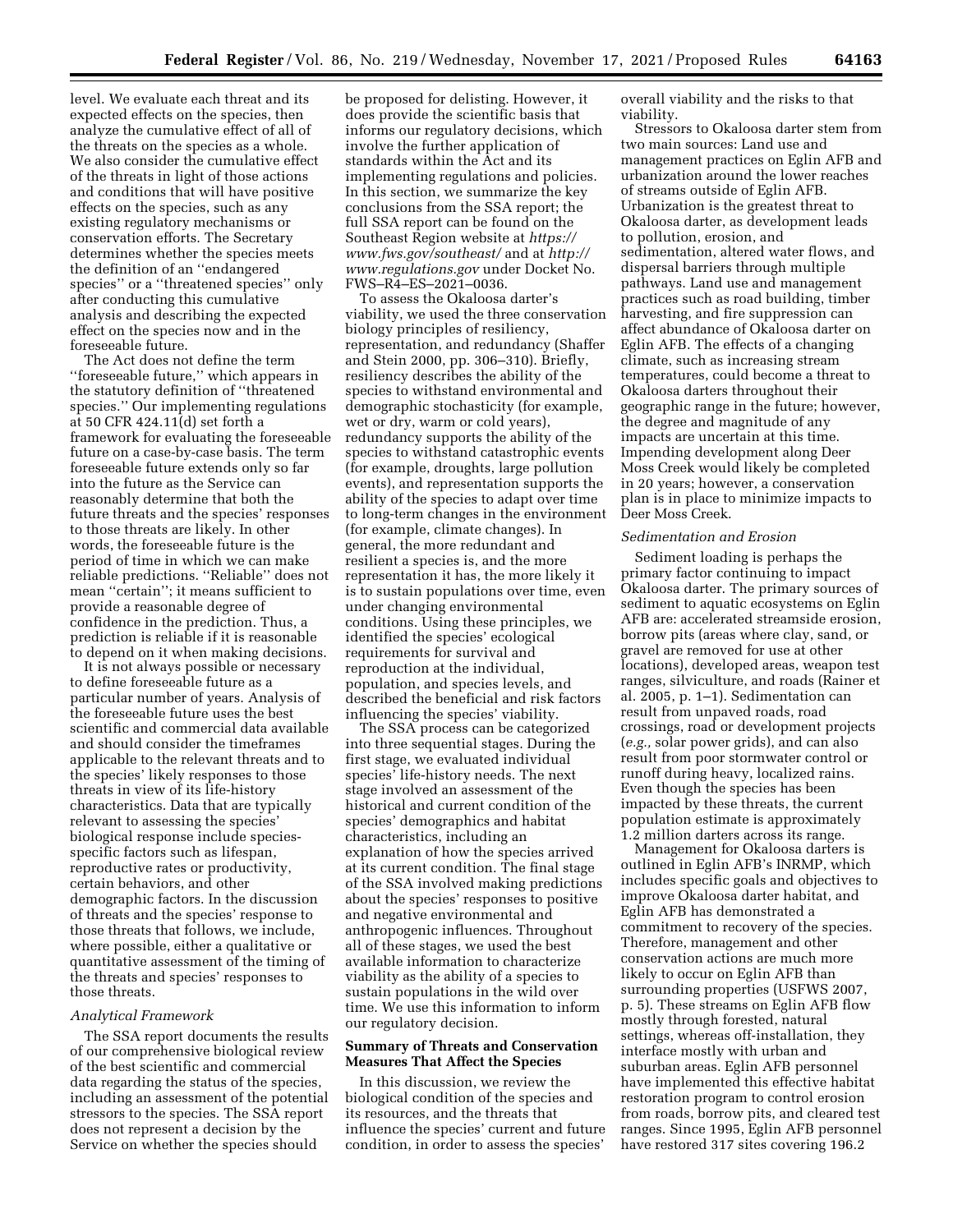level. We evaluate each threat and its expected effects on the species, then analyze the cumulative effect of all of the threats on the species as a whole. We also consider the cumulative effect of the threats in light of those actions and conditions that will have positive effects on the species, such as any existing regulatory mechanisms or conservation efforts. The Secretary determines whether the species meets the definition of an ''endangered species'' or a ''threatened species'' only after conducting this cumulative analysis and describing the expected effect on the species now and in the foreseeable future.

The Act does not define the term ''foreseeable future,'' which appears in the statutory definition of ''threatened species.'' Our implementing regulations at 50 CFR 424.11(d) set forth a framework for evaluating the foreseeable future on a case-by-case basis. The term foreseeable future extends only so far into the future as the Service can reasonably determine that both the future threats and the species' responses to those threats are likely. In other words, the foreseeable future is the period of time in which we can make reliable predictions. ''Reliable'' does not mean ''certain''; it means sufficient to provide a reasonable degree of confidence in the prediction. Thus, a prediction is reliable if it is reasonable to depend on it when making decisions.

It is not always possible or necessary to define foreseeable future as a particular number of years. Analysis of the foreseeable future uses the best scientific and commercial data available and should consider the timeframes applicable to the relevant threats and to the species' likely responses to those threats in view of its life-history characteristics. Data that are typically relevant to assessing the species' biological response include species-specific factors such as lifespan, reproductive rates or productivity, certain behaviors, and other demographic factors. In the discussion of threats and the species' response to those threats that follows, we include, where possible, either a qualitative or quantitative assessment of the timing of the threats and species' responses to those threats.

*Analytical Framework*

The SSA report documents the results of our comprehensive biological review of the best scientific and commercial data regarding the status of the species, including an assessment of the potential stressors to the species. The SSA report does not represent a decision by the Service on whether the species should be proposed for delisting. However, it does provide the scientific basis that informs our regulatory decisions, which involve the further application of standards within the Act and its implementing regulations and policies. In this section, we summarize the key conclusions from the SSA report; the full SSA report can be found on the Southeast Region website at *https://www.fws.gov/southeast/* and at *http://www.regulations.gov* under Docket No. FWS–R4–ES–2021–0036.

To assess the Okaloosa darter's viability, we used the three conservation biology principles of resiliency, representation, and redundancy (Shaffer and Stein 2000, pp. 306–310). Briefly, resiliency describes the ability of the species to withstand environmental and demographic stochasticity (for example, wet or dry, warm or cold years), redundancy supports the ability of the species to withstand catastrophic events (for example, droughts, large pollution events), and representation supports the ability of the species to adapt over time to long-term changes in the environment (for example, climate changes). In general, the more redundant and resilient a species is, and the more representation it has, the more likely it is to sustain populations over time, even under changing environmental conditions. Using these principles, we identified the species' ecological requirements for survival and reproduction at the individual, population, and species levels, and described the beneficial and risk factors influencing the species' viability.

The SSA process can be categorized into three sequential stages. During the first stage, we evaluated individual species' life-history needs. The next stage involved an assessment of the historical and current condition of the species' demographics and habitat characteristics, including an explanation of how the species arrived at its current condition. The final stage of the SSA involved making predictions about the species' responses to positive and negative environmental and anthropogenic influences. Throughout all of these stages, we used the best available information to characterize viability as the ability of a species to sustain populations in the wild over time. We use this information to inform our regulatory decision.

**Summary of Threats and Conservation Measures That Affect the Species**

In this discussion, we review the biological condition of the species and its resources, and the threats that influence the species' current and future condition, in order to assess the species' overall viability and the risks to that viability.

Stressors to Okaloosa darter stem from two main sources: Land use and management practices on Eglin AFB and urbanization around the lower reaches of streams outside of Eglin AFB. Urbanization is the greatest threat to Okaloosa darter, as development leads to pollution, erosion, and sedimentation, altered water flows, and dispersal barriers through multiple pathways. Land use and management practices such as road building, timber harvesting, and fire suppression can affect abundance of Okaloosa darter on Eglin AFB. The effects of a changing climate, such as increasing stream temperatures, could become a threat to Okaloosa darters throughout their geographic range in the future; however, the degree and magnitude of any impacts are uncertain at this time. Impending development along Deer Moss Creek would likely be completed in 20 years; however, a conservation plan is in place to minimize impacts to Deer Moss Creek.

*Sedimentation and Erosion*

Sediment loading is perhaps the primary factor continuing to impact Okaloosa darter. The primary sources of sediment to aquatic ecosystems on Eglin AFB are: accelerated streamside erosion, borrow pits (areas where clay, sand, or gravel are removed for use at other locations), developed areas, weapon test ranges, silviculture, and roads (Rainer et al. 2005, p. 1–1). Sedimentation can result from unpaved roads, road crossings, road or development projects (*e.g.,* solar power grids), and can also result from poor stormwater control or runoff during heavy, localized rains. Even though the species has been impacted by these threats, the current population estimate is approximately 1.2 million darters across its range.

Management for Okaloosa darters is outlined in Eglin AFB's INRMP, which includes specific goals and objectives to improve Okaloosa darter habitat, and Eglin AFB has demonstrated a commitment to recovery of the species. Therefore, management and other conservation actions are much more likely to occur on Eglin AFB than surrounding properties (USFWS 2007, p. 5). These streams on Eglin AFB flow mostly through forested, natural settings, whereas off-installation, they interface mostly with urban and suburban areas. Eglin AFB personnel have implemented this effective habitat restoration program to control erosion from roads, borrow pits, and cleared test ranges. Since 1995, Eglin AFB personnel have restored 317 sites covering 196.2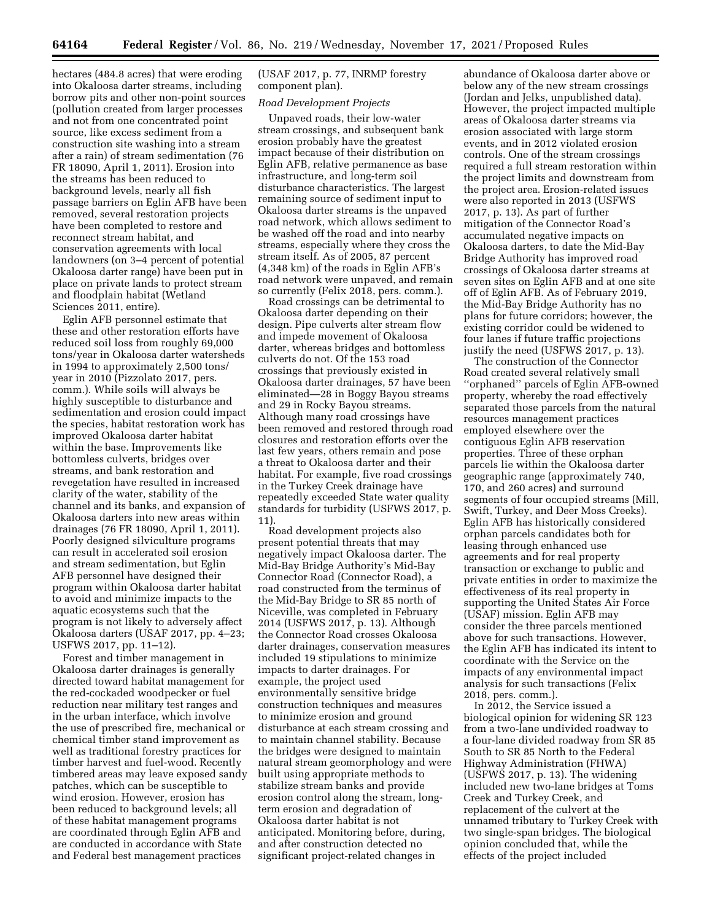hectares (484.8 acres) that were eroding into Okaloosa darter streams, including borrow pits and other non-point sources (pollution created from larger processes and not from one concentrated point source, like excess sediment from a construction site washing into a stream after a rain) of stream sedimentation (76 FR 18090, April 1, 2011). Erosion into the streams has been reduced to background levels, nearly all fish passage barriers on Eglin AFB have been removed, several restoration projects have been completed to restore and reconnect stream habitat, and conservation agreements with local landowners (on 3–4 percent of potential Okaloosa darter range) have been put in place on private lands to protect stream and floodplain habitat (Wetland Sciences 2011, entire).

Eglin AFB personnel estimate that these and other restoration efforts have reduced soil loss from roughly 69,000 tons/year in Okaloosa darter watersheds in 1994 to approximately 2,500 tons/year in 2010 (Pizzolato 2017, pers. comm.). While soils will always be highly susceptible to disturbance and sedimentation and erosion could impact the species, habitat restoration work has improved Okaloosa darter habitat within the base. Improvements like bottomless culverts, bridges over streams, and bank restoration and revegetation have resulted in increased clarity of the water, stability of the channel and its banks, and expansion of Okaloosa darters into new areas within drainages (76 FR 18090, April 1, 2011). Poorly designed silviculture programs can result in accelerated soil erosion and stream sedimentation, but Eglin AFB personnel have designed their program within Okaloosa darter habitat to avoid and minimize impacts to the aquatic ecosystems such that the program is not likely to adversely affect Okaloosa darters (USAF 2017, pp. 4–23; USFWS 2017, pp. 11–12).

Forest and timber management in Okaloosa darter drainages is generally directed toward habitat management for the red-cockaded woodpecker or fuel reduction near military test ranges and in the urban interface, which involve the use of prescribed fire, mechanical or chemical timber stand improvement as well as traditional forestry practices for timber harvest and fuel-wood. Recently timbered areas may leave exposed sandy patches, which can be susceptible to wind erosion. However, erosion has been reduced to background levels; all of these habitat management programs are coordinated through Eglin AFB and are conducted in accordance with State and Federal best management practices (USAF 2017, p. 77, INRMP forestry component plan).

*Road Development Projects*

Unpaved roads, their low-water stream crossings, and subsequent bank erosion probably have the greatest impact because of their distribution on Eglin AFB, relative permanence as base infrastructure, and long-term soil disturbance characteristics. The largest remaining source of sediment input to Okaloosa darter streams is the unpaved road network, which allows sediment to be washed off the road and into nearby streams, especially where they cross the stream itself. As of 2005, 87 percent (4,348 km) of the roads in Eglin AFB's road network were unpaved, and remain so currently (Felix 2018, pers. comm.).

Road crossings can be detrimental to Okaloosa darter depending on their design. Pipe culverts alter stream flow and impede movement of Okaloosa darter, whereas bridges and bottomless culverts do not. Of the 153 road crossings that previously existed in Okaloosa darter drainages, 57 have been eliminated—28 in Boggy Bayou streams and 29 in Rocky Bayou streams. Although many road crossings have been removed and restored through road closures and restoration efforts over the last few years, others remain and pose a threat to Okaloosa darter and their habitat. For example, five road crossings in the Turkey Creek drainage have repeatedly exceeded State water quality standards for turbidity (USFWS 2017, p. 11).

Road development projects also present potential threats that may negatively impact Okaloosa darter. The Mid-Bay Bridge Authority's Mid-Bay Connector Road (Connector Road), a road constructed from the terminus of the Mid-Bay Bridge to SR 85 north of Niceville, was completed in February 2014 (USFWS 2017, p. 13). Although the Connector Road crosses Okaloosa darter drainages, conservation measures included 19 stipulations to minimize impacts to darter drainages. For example, the project used environmentally sensitive bridge construction techniques and measures to minimize erosion and ground disturbance at each stream crossing and to maintain channel stability. Because the bridges were designed to maintain natural stream geomorphology and were built using appropriate methods to stabilize stream banks and provide erosion control along the stream, long-term erosion and degradation of Okaloosa darter habitat is not anticipated. Monitoring before, during, and after construction detected no significant project-related changes in abundance of Okaloosa darter above or below any of the new stream crossings (Jordan and Jelks, unpublished data). However, the project impacted multiple areas of Okaloosa darter streams via erosion associated with large storm events, and in 2012 violated erosion controls. One of the stream crossings required a full stream restoration within the project limits and downstream from the project area. Erosion-related issues were also reported in 2013 (USFWS 2017, p. 13). As part of further mitigation of the Connector Road's accumulated negative impacts on Okaloosa darters, to date the Mid-Bay Bridge Authority has improved road crossings of Okaloosa darter streams at seven sites on Eglin AFB and at one site off of Eglin AFB. As of February 2019, the Mid-Bay Bridge Authority has no plans for future corridors; however, the existing corridor could be widened to four lanes if future traffic projections justify the need (USFWS 2017, p. 13).

The construction of the Connector Road created several relatively small "orphaned" parcels of Eglin AFB-owned property, whereby the road effectively separated those parcels from the natural resources management practices employed elsewhere over the contiguous Eglin AFB reservation properties. Three of these orphan parcels lie within the Okaloosa darter geographic range (approximately 740, 170, and 260 acres) and surround segments of four occupied streams (Mill, Swift, Turkey, and Deer Moss Creeks). Eglin AFB has historically considered orphan parcels candidates both for leasing through enhanced use agreements and for real property transaction or exchange to public and private entities in order to maximize the effectiveness of its real property in supporting the United States Air Force (USAF) mission. Eglin AFB may consider the three parcels mentioned above for such transactions. However, the Eglin AFB has indicated its intent to coordinate with the Service on the impacts of any environmental impact analysis for such transactions (Felix 2018, pers. comm.).

In 2012, the Service issued a biological opinion for widening SR 123 from a two-lane undivided roadway to a four-lane divided roadway from SR 85 South to SR 85 North to the Federal Highway Administration (FHWA) (USFWS 2017, p. 13). The widening included new two-lane bridges at Toms Creek and Turkey Creek, and replacement of the culvert at the unnamed tributary to Turkey Creek with two single-span bridges. The biological opinion concluded that, while the effects of the project included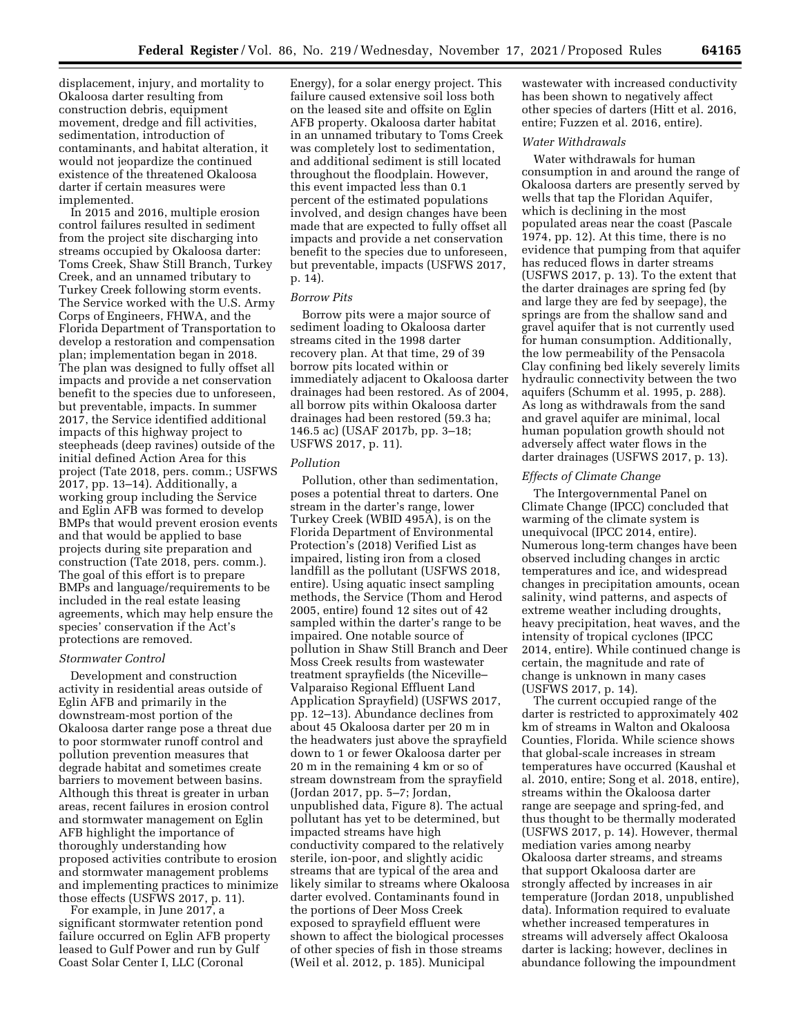displacement, injury, and mortality to Okaloosa darter resulting from construction debris, equipment movement, dredge and fill activities, sedimentation, introduction of contaminants, and habitat alteration, it would not jeopardize the continued existence of the threatened Okaloosa darter if certain measures were implemented.

In 2015 and 2016, multiple erosion control failures resulted in sediment from the project site discharging into streams occupied by Okaloosa darter: Toms Creek, Shaw Still Branch, Turkey Creek, and an unnamed tributary to Turkey Creek following storm events. The Service worked with the U.S. Army Corps of Engineers, FHWA, and the Florida Department of Transportation to develop a restoration and compensation plan; implementation began in 2018. The plan was designed to fully offset all impacts and provide a net conservation benefit to the species due to unforeseen, but preventable, impacts. In summer 2017, the Service identified additional impacts of this highway project to steepheads (deep ravines) outside of the initial defined Action Area for this project (Tate 2018, pers. comm.; USFWS 2017, pp. 13–14). Additionally, a working group including the Service and Eglin AFB was formed to develop BMPs that would prevent erosion events and that would be applied to base projects during site preparation and construction (Tate 2018, pers. comm.). The goal of this effort is to prepare BMPs and language/requirements to be included in the real estate leasing agreements, which may help ensure the species' conservation if the Act's protections are removed.

*Stormwater Control*

Development and construction activity in residential areas outside of Eglin AFB and primarily in the downstream-most portion of the Okaloosa darter range pose a threat due to poor stormwater runoff control and pollution prevention measures that degrade habitat and sometimes create barriers to movement between basins. Although this threat is greater in urban areas, recent failures in erosion control and stormwater management on Eglin AFB highlight the importance of thoroughly understanding how proposed activities contribute to erosion and stormwater management problems and implementing practices to minimize those effects (USFWS 2017, p. 11).

For example, in June 2017, a significant stormwater retention pond failure occurred on Eglin AFB property leased to Gulf Power and run by Gulf Coast Solar Center I, LLC (Coronal Energy), for a solar energy project. This failure caused extensive soil loss both on the leased site and offsite on Eglin AFB property. Okaloosa darter habitat in an unnamed tributary to Toms Creek was completely lost to sedimentation, and additional sediment is still located throughout the floodplain. However, this event impacted less than 0.1 percent of the estimated populations involved, and design changes have been made that are expected to fully offset all impacts and provide a net conservation benefit to the species due to unforeseen, but preventable, impacts (USFWS 2017, p. 14).

*Borrow Pits*

Borrow pits were a major source of sediment loading to Okaloosa darter streams cited in the 1998 darter recovery plan. At that time, 29 of 39 borrow pits located within or immediately adjacent to Okaloosa darter drainages had been restored. As of 2004, all borrow pits within Okaloosa darter drainages had been restored (59.3 ha; 146.5 ac) (USAF 2017b, pp. 3–18; USFWS 2017, p. 11).

*Pollution*

Pollution, other than sedimentation, poses a potential threat to darters. One stream in the darter's range, lower Turkey Creek (WBID 495A), is on the Florida Department of Environmental Protection's (2018) Verified List as impaired, listing iron from a closed landfill as the pollutant (USFWS 2018, entire). Using aquatic insect sampling methods, the Service (Thom and Herod 2005, entire) found 12 sites out of 42 sampled within the darter's range to be impaired. One notable source of pollution in Shaw Still Branch and Deer Moss Creek results from wastewater treatment sprayfields (the Niceville–Valparaiso Regional Effluent Land Application Sprayfield) (USFWS 2017, pp. 12–13). Abundance declines from about 45 Okaloosa darter per 20 m in the headwaters just above the sprayfield down to 1 or fewer Okaloosa darter per 20 m in the remaining 4 km or so of stream downstream from the sprayfield (Jordan 2017, pp. 5–7; Jordan, unpublished data, Figure 8). The actual pollutant has yet to be determined, but impacted streams have high conductivity compared to the relatively sterile, ion-poor, and slightly acidic streams that are typical of the area and likely similar to streams where Okaloosa darter evolved. Contaminants found in the portions of Deer Moss Creek exposed to sprayfield effluent were shown to affect the biological processes of other species of fish in those streams (Weil et al. 2012, p. 185). Municipal wastewater with increased conductivity has been shown to negatively affect other species of darters (Hitt et al. 2016, entire; Fuzzen et al. 2016, entire).

*Water Withdrawals*

Water withdrawals for human consumption in and around the range of Okaloosa darters are presently served by wells that tap the Floridan Aquifer, which is declining in the most populated areas near the coast (Pascale 1974, pp. 12). At this time, there is no evidence that pumping from that aquifer has reduced flows in darter streams (USFWS 2017, p. 13). To the extent that the darter drainages are spring fed (by and large they are fed by seepage), the springs are from the shallow sand and gravel aquifer that is not currently used for human consumption. Additionally, the low permeability of the Pensacola Clay confining bed likely severely limits hydraulic connectivity between the two aquifers (Schumm et al. 1995, p. 288). As long as withdrawals from the sand and gravel aquifer are minimal, local human population growth should not adversely affect water flows in the darter drainages (USFWS 2017, p. 13).

*Effects of Climate Change*

The Intergovernmental Panel on Climate Change (IPCC) concluded that warming of the climate system is unequivocal (IPCC 2014, entire). Numerous long-term changes have been observed including changes in arctic temperatures and ice, and widespread changes in precipitation amounts, ocean salinity, wind patterns, and aspects of extreme weather including droughts, heavy precipitation, heat waves, and the intensity of tropical cyclones (IPCC 2014, entire). While continued change is certain, the magnitude and rate of change is unknown in many cases (USFWS 2017, p. 14).

The current occupied range of the darter is restricted to approximately 402 km of streams in Walton and Okaloosa Counties, Florida. While science shows that global-scale increases in stream temperatures have occurred (Kaushal et al. 2010, entire; Song et al. 2018, entire), streams within the Okaloosa darter range are seepage and spring-fed, and thus thought to be thermally moderated (USFWS 2017, p. 14). However, thermal mediation varies among nearby Okaloosa darter streams, and streams that support Okaloosa darter are strongly affected by increases in air temperature (Jordan 2018, unpublished data). Information required to evaluate whether increased temperatures in streams will adversely affect Okaloosa darter is lacking; however, declines in abundance following the impoundment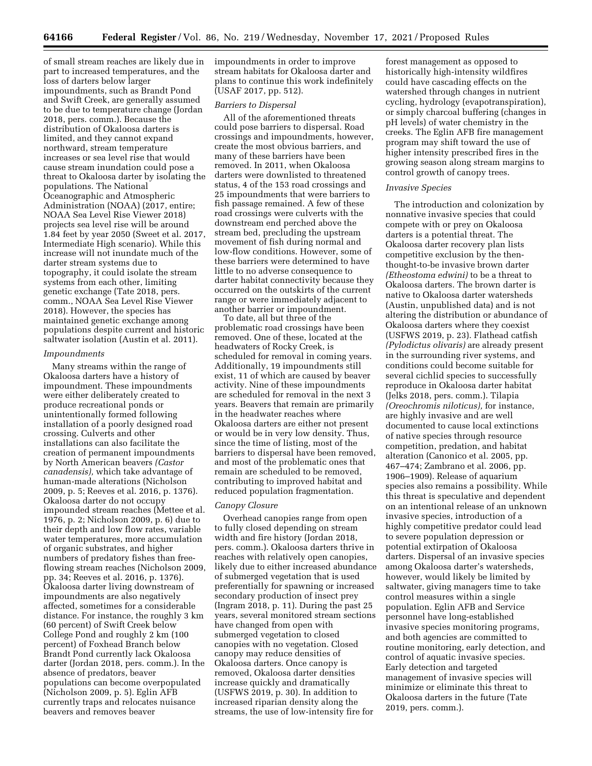of small stream reaches are likely due in part to increased temperatures, and the loss of darters below larger impoundments, such as Brandt Pond and Swift Creek, are generally assumed to be due to temperature change (Jordan 2018, pers. comm.). Because the distribution of Okaloosa darters is limited, and they cannot expand northward, stream temperature increases or sea level rise that would cause stream inundation could pose a threat to Okaloosa darter by isolating the populations. The National Oceanographic and Atmospheric Administration (NOAA) (2017, entire; NOAA Sea Level Rise Viewer 2018) projects sea level rise will be around 1.84 feet by year 2050 (Sweet et al. 2017, Intermediate High scenario). While this increase will not inundate much of the darter stream systems due to topography, it could isolate the stream systems from each other, limiting genetic exchange (Tate 2018, pers. comm., NOAA Sea Level Rise Viewer 2018). However, the species has maintained genetic exchange among populations despite current and historic saltwater isolation (Austin et al. 2011).

*Impoundments*

Many streams within the range of Okaloosa darters have a history of impoundment. These impoundments were either deliberately created to produce recreational ponds or unintentionally formed following installation of a poorly designed road crossing. Culverts and other installations can also facilitate the creation of permanent impoundments by North American beavers *(Castor canadensis),* which take advantage of human-made alterations (Nicholson 2009, p. 5; Reeves et al. 2016, p. 1376). Okaloosa darter do not occupy impounded stream reaches (Mettee et al. 1976, p. 2; Nicholson 2009, p. 6) due to their depth and low flow rates, variable water temperatures, more accumulation of organic substrates, and higher numbers of predatory fishes than free-flowing stream reaches (Nicholson 2009, pp. 34; Reeves et al. 2016, p. 1376). Okaloosa darter living downstream of impoundments are also negatively affected, sometimes for a considerable distance. For instance, the roughly 3 km (60 percent) of Swift Creek below College Pond and roughly 2 km (100 percent) of Foxhead Branch below Brandt Pond currently lack Okaloosa darter (Jordan 2018, pers. comm.). In the absence of predators, beaver populations can become overpopulated (Nicholson 2009, p. 5). Eglin AFB currently traps and relocates nuisance beavers and removes beaver impoundments in order to improve stream habitats for Okaloosa darter and plans to continue this work indefinitely (USAF 2017, pp. 512).

*Barriers to Dispersal*

All of the aforementioned threats could pose barriers to dispersal. Road crossings and impoundments, however, create the most obvious barriers, and many of these barriers have been removed. In 2011, when Okaloosa darters were downlisted to threatened status, 4 of the 153 road crossings and 25 impoundments that were barriers to fish passage remained. A few of these road crossings were culverts with the downstream end perched above the stream bed, precluding the upstream movement of fish during normal and low-flow conditions. However, some of these barriers were determined to have little to no adverse consequence to darter habitat connectivity because they occurred on the outskirts of the current range or were immediately adjacent to another barrier or impoundment.

To date, all but three of the problematic road crossings have been removed. One of these, located at the headwaters of Rocky Creek, is scheduled for removal in coming years. Additionally, 19 impoundments still exist, 11 of which are caused by beaver activity. Nine of these impoundments are scheduled for removal in the next 3 years. Beavers that remain are primarily in the headwater reaches where Okaloosa darters are either not present or would be in very low density. Thus, since the time of listing, most of the barriers to dispersal have been removed, and most of the problematic ones that remain are scheduled to be removed, contributing to improved habitat and reduced population fragmentation.

*Canopy Closure*

Overhead canopies range from open to fully closed depending on stream width and fire history (Jordan 2018, pers. comm.). Okaloosa darters thrive in reaches with relatively open canopies, likely due to either increased abundance of submerged vegetation that is used preferentially for spawning or increased secondary production of insect prey (Ingram 2018, p. 11). During the past 25 years, several monitored stream sections have changed from open with submerged vegetation to closed canopies with no vegetation. Closed canopy may reduce densities of Okaloosa darters. Once canopy is removed, Okaloosa darter densities increase quickly and dramatically (USFWS 2019, p. 30). In addition to increased riparian density along the streams, the use of low-intensity fire for forest management as opposed to historically high-intensity wildfires could have cascading effects on the watershed through changes in nutrient cycling, hydrology (evapotranspiration), or simply charcoal buffering (changes in pH levels) of water chemistry in the creeks. The Eglin AFB fire management program may shift toward the use of higher intensity prescribed fires in the growing season along stream margins to control growth of canopy trees.

*Invasive Species*

The introduction and colonization by nonnative invasive species that could compete with or prey on Okaloosa darters is a potential threat. The Okaloosa darter recovery plan lists competitive exclusion by the then-thought-to-be invasive brown darter *(Etheostoma edwini)* to be a threat to Okaloosa darters. The brown darter is native to Okaloosa darter watersheds (Austin, unpublished data) and is not altering the distribution or abundance of Okaloosa darters where they coexist (USFWS 2019, p. 23). Flathead catfish *(Pylodictus olivaris)* are already present in the surrounding river systems, and conditions could become suitable for several cichlid species to successfully reproduce in Okaloosa darter habitat (Jelks 2018, pers. comm.). Tilapia *(Oreochromis niloticus),* for instance, are highly invasive and are well documented to cause local extinctions of native species through resource competition, predation, and habitat alteration (Canonico et al. 2005, pp. 467–474; Zambrano et al. 2006, pp. 1906–1909). Release of aquarium species also remains a possibility. While this threat is speculative and dependent on an intentional release of an unknown invasive species, introduction of a highly competitive predator could lead to severe population depression or potential extirpation of Okaloosa darters. Dispersal of an invasive species among Okaloosa darter's watersheds, however, would likely be limited by saltwater, giving managers time to take control measures within a single population. Eglin AFB and Service personnel have long-established invasive species monitoring programs, and both agencies are committed to routine monitoring, early detection, and control of aquatic invasive species. Early detection and targeted management of invasive species will minimize or eliminate this threat to Okaloosa darters in the future (Tate 2019, pers. comm.).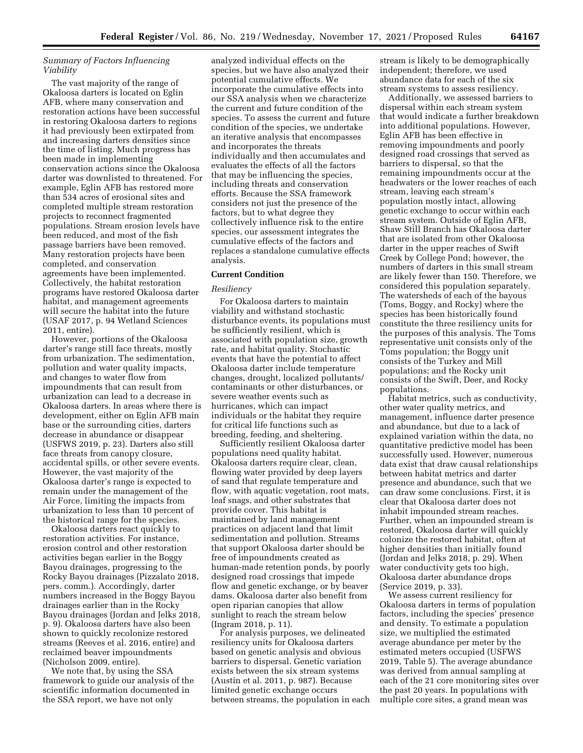*Summary of Factors Influencing Viability*

The vast majority of the range of Okaloosa darters is located on Eglin AFB, where many conservation and restoration actions have been successful in restoring Okaloosa darters to regions it had previously been extirpated from and increasing darters densities since the time of listing. Much progress has been made in implementing conservation actions since the Okaloosa darter was downlisted to threatened. For example, Eglin AFB has restored more than 534 acres of erosional sites and completed multiple stream restoration projects to reconnect fragmented populations. Stream erosion levels have been reduced, and most of the fish passage barriers have been removed. Many restoration projects have been completed, and conservation agreements have been implemented. Collectively, the habitat restoration programs have restored Okaloosa darter habitat, and management agreements will secure the habitat into the future (USAF 2017, p. 94 Wetland Sciences 2011, entire).

However, portions of the Okaloosa darter's range still face threats, mostly from urbanization. The sedimentation, pollution and water quality impacts, and changes to water flow from impoundments that can result from urbanization can lead to a decrease in Okaloosa darters. In areas where there is development, either on Eglin AFB main base or the surrounding cities, darters decrease in abundance or disappear (USFWS 2019, p. 23). Darters also still face threats from canopy closure, accidental spills, or other severe events. However, the vast majority of the Okaloosa darter's range is expected to remain under the management of the Air Force, limiting the impacts from urbanization to less than 10 percent of the historical range for the species.

Okaloosa darters react quickly to restoration activities. For instance, erosion control and other restoration activities began earlier in the Boggy Bayou drainages, progressing to the Rocky Bayou drainages (Pizzalato 2018, pers. comm.). Accordingly, darter numbers increased in the Boggy Bayou drainages earlier than in the Rocky Bayou drainages (Jordan and Jelks 2018, p. 9). Okaloosa darters have also been shown to quickly recolonize restored streams (Reeves et al. 2016, entire) and reclaimed beaver impoundments (Nicholson 2009, entire).

We note that, by using the SSA framework to guide our analysis of the scientific information documented in the SSA report, we have not only analyzed individual effects on the species, but we have also analyzed their potential cumulative effects. We incorporate the cumulative effects into our SSA analysis when we characterize the current and future condition of the species. To assess the current and future condition of the species, we undertake an iterative analysis that encompasses and incorporates the threats individually and then accumulates and evaluates the effects of all the factors that may be influencing the species, including threats and conservation efforts. Because the SSA framework considers not just the presence of the factors, but to what degree they collectively influence risk to the entire species, our assessment integrates the cumulative effects of the factors and replaces a standalone cumulative effects analysis.

**Current Condition**

*Resiliency*

For Okaloosa darters to maintain viability and withstand stochastic disturbance events, its populations must be sufficiently resilient, which is associated with population size, growth rate, and habitat quality. Stochastic events that have the potential to affect Okaloosa darter include temperature changes, drought, localized pollutants/contaminants or other disturbances, or severe weather events such as hurricanes, which can impact individuals or the habitat they require for critical life functions such as breeding, feeding, and sheltering.

Sufficiently resilient Okaloosa darter populations need quality habitat. Okaloosa darters require clear, clean, flowing water provided by deep layers of sand that regulate temperature and flow, with aquatic vegetation, root mats, leaf snags, and other substrates that provide cover. This habitat is maintained by land management practices on adjacent land that limit sedimentation and pollution. Streams that support Okaloosa darter should be free of impoundments created as human-made retention ponds, by poorly designed road crossings that impede flow and genetic exchange, or by beaver dams. Okaloosa darter also benefit from open riparian canopies that allow sunlight to reach the stream below (Ingram 2018, p. 11).

For analysis purposes, we delineated resiliency units for Okaloosa darters based on genetic analysis and obvious barriers to dispersal. Genetic variation exists between the six stream systems (Austin et al. 2011, p. 987). Because limited genetic exchange occurs between streams, the population in each stream is likely to be demographically independent; therefore, we used abundance data for each of the six stream systems to assess resiliency.

Additionally, we assessed barriers to dispersal within each stream system that would indicate a further breakdown into additional populations. However, Eglin AFB has been effective in removing impoundments and poorly designed road crossings that served as barriers to dispersal, so that the remaining impoundments occur at the headwaters or the lower reaches of each stream, leaving each stream's population mostly intact, allowing genetic exchange to occur within each stream system. Outside of Eglin AFB, Shaw Still Branch has Okaloosa darter that are isolated from other Okaloosa darter in the upper reaches of Swift Creek by College Pond; however, the numbers of darters in this small stream are likely fewer than 150. Therefore, we considered this population separately. The watersheds of each of the bayous (Toms, Boggy, and Rocky) where the species has been historically found constitute the three resiliency units for the purposes of this analysis. The Toms representative unit consists only of the Toms population; the Boggy unit consists of the Turkey and Mill populations; and the Rocky unit consists of the Swift, Deer, and Rocky populations.

Habitat metrics, such as conductivity, other water quality metrics, and management, influence darter presence and abundance, but due to a lack of explained variation within the data, no quantitative predictive model has been successfully used. However, numerous data exist that draw causal relationships between habitat metrics and darter presence and abundance, such that we can draw some conclusions. First, it is clear that Okaloosa darter does not inhabit impounded stream reaches. Further, when an impounded stream is restored, Okaloosa darter will quickly colonize the restored habitat, often at higher densities than initially found (Jordan and Jelks 2018, p. 29). When water conductivity gets too high, Okaloosa darter abundance drops (Service 2019, p. 33).

We assess current resiliency for Okaloosa darters in terms of population factors, including the species' presence and density. To estimate a population size, we multiplied the estimated average abundance per meter by the estimated meters occupied (USFWS 2019, Table 5). The average abundance was derived from annual sampling at each of the 21 core monitoring sites over the past 20 years. In populations with multiple core sites, a grand mean was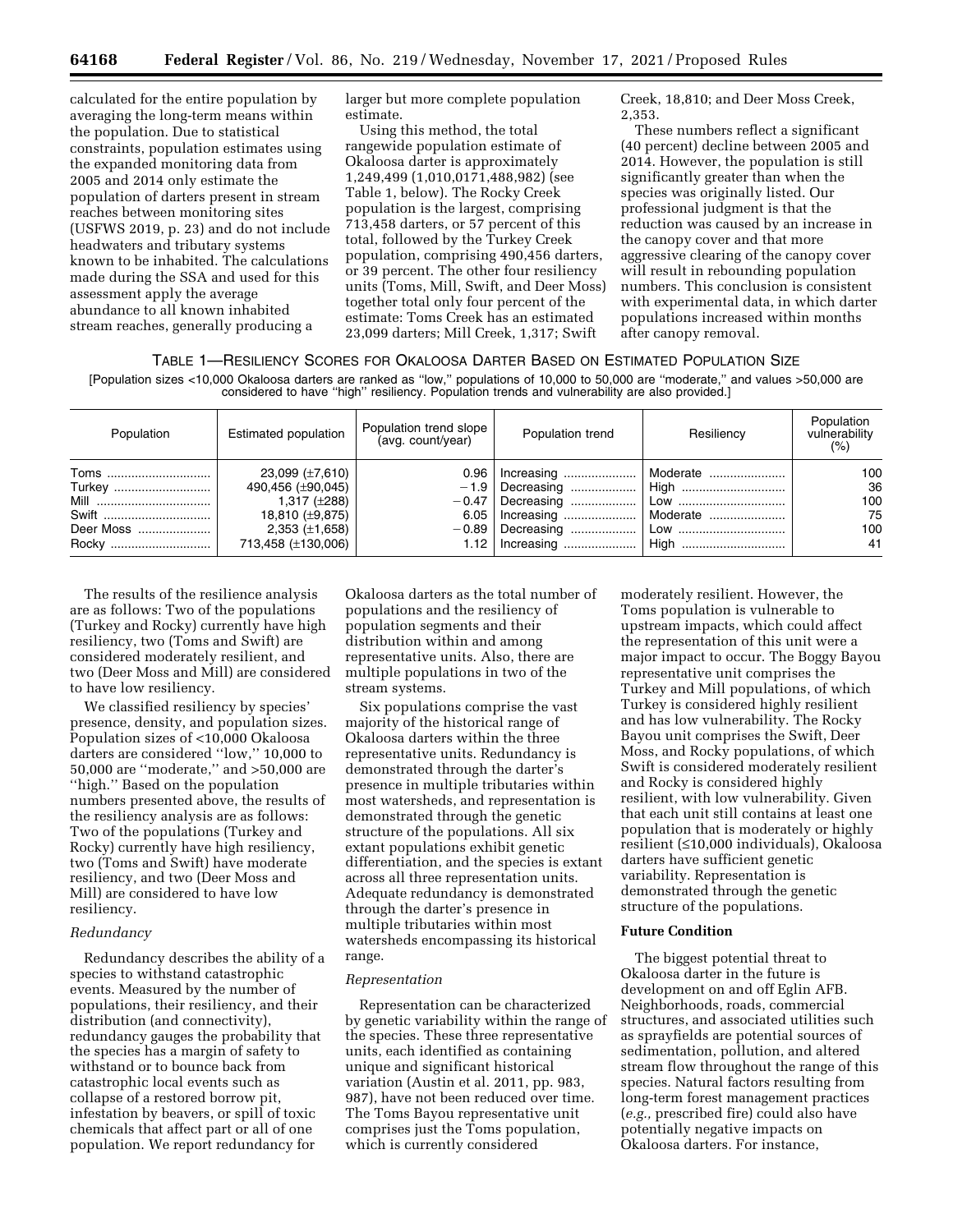calculated for the entire population by averaging the long-term means within the population. Due to statistical constraints, population estimates using the expanded monitoring data from 2005 and 2014 only estimate the population of darters present in stream reaches between monitoring sites (USFWS 2019, p. 23) and do not include headwaters and tributary systems known to be inhabited. The calculations made during the SSA and used for this assessment apply the average abundance to all known inhabited stream reaches, generally producing a larger but more complete population estimate.

Using this method, the total rangewide population estimate of Okaloosa darter is approximately 1,249,499 (1,010,0171,488,982) (see Table 1, below). The Rocky Creek population is the largest, comprising 713,458 darters, or 57 percent of this total, followed by the Turkey Creek population, comprising 490,456 darters, or 39 percent. The other four resiliency units (Toms, Mill, Swift, and Deer Moss) together total only four percent of the estimate: Toms Creek has an estimated 23,099 darters; Mill Creek, 1,317; Swift Creek, 18,810; and Deer Moss Creek, 2,353.

These numbers reflect a significant (40 percent) decline between 2005 and 2014. However, the population is still significantly greater than when the species was originally listed. Our professional judgment is that the reduction was caused by an increase in the canopy cover and that more aggressive clearing of the canopy cover will result in rebounding population numbers. This conclusion is consistent with experimental data, in which darter populations increased within months after canopy removal.

TABLE 1—RESILIENCY SCORES FOR OKALOOSA DARTER BASED ON ESTIMATED POPULATION SIZE

[Population sizes <10,000 Okaloosa darters are ranked as ''low,'' populations of 10,000 to 50,000 are ''moderate,'' and values >50,000 are considered to have ''high'' resiliency. Population trends and vulnerability are also provided.]

| Population | Estimated population | Population trend slope (avg. count/year) | Population trend | Resiliency | Population vulnerability (%) |
|---|---|---|---|---|---|
| Toms | 23,099 (±7,610) | 0.96 | Increasing | Moderate | 100 |
| Turkey | 490,456 (±90,045) | −1.9 | Decreasing | High | 36 |
| Mill | 1,317 (±288) | −0.47 | Decreasing | Low | 100 |
| Swift | 18,810 (±9,875) | 6.05 | Increasing | Moderate | 75 |
| Deer Moss | 2,353 (±1,658) | −0.89 | Decreasing | Low | 100 |
| Rocky | 713,458 (±130,006) | 1.12 | Increasing | High | 41 |

The results of the resilience analysis are as follows: Two of the populations (Turkey and Rocky) currently have high resiliency, two (Toms and Swift) are considered moderately resilient, and two (Deer Moss and Mill) are considered to have low resiliency.

We classified resiliency by species' presence, density, and population sizes. Population sizes of <10,000 Okaloosa darters are considered ''low,'' 10,000 to 50,000 are ''moderate,'' and >50,000 are ''high.'' Based on the population numbers presented above, the results of the resiliency analysis are as follows: Two of the populations (Turkey and Rocky) currently have high resiliency, two (Toms and Swift) have moderate resiliency, and two (Deer Moss and Mill) are considered to have low resiliency.

*Redundancy*

Redundancy describes the ability of a species to withstand catastrophic events. Measured by the number of populations, their resiliency, and their distribution (and connectivity), redundancy gauges the probability that the species has a margin of safety to withstand or to bounce back from catastrophic local events such as collapse of a restored borrow pit, infestation by beavers, or spill of toxic chemicals that affect part or all of one population. We report redundancy for Okaloosa darters as the total number of populations and the resiliency of population segments and their distribution within and among representative units. Also, there are multiple populations in two of the stream systems.

Six populations comprise the vast majority of the historical range of Okaloosa darters within the three representative units. Redundancy is demonstrated through the darter's presence in multiple tributaries within most watersheds, and representation is demonstrated through the genetic structure of the populations. All six extant populations exhibit genetic differentiation, and the species is extant across all three representation units. Adequate redundancy is demonstrated through the darter's presence in multiple tributaries within most watersheds encompassing its historical range.

*Representation*

Representation can be characterized by genetic variability within the range of the species. These three representative units, each identified as containing unique and significant historical variation (Austin et al. 2011, pp. 983, 987), have not been reduced over time. The Toms Bayou representative unit comprises just the Toms population, which is currently considered moderately resilient. However, the Toms population is vulnerable to upstream impacts, which could affect the representation of this unit were a major impact to occur. The Boggy Bayou representative unit comprises the Turkey and Mill populations, of which Turkey is considered highly resilient and has low vulnerability. The Rocky Bayou unit comprises the Swift, Deer Moss, and Rocky populations, of which Swift is considered moderately resilient and Rocky is considered highly resilient, with low vulnerability. Given that each unit still contains at least one population that is moderately or highly resilient (≤10,000 individuals), Okaloosa darters have sufficient genetic variability. Representation is demonstrated through the genetic structure of the populations.

**Future Condition**

The biggest potential threat to Okaloosa darter in the future is development on and off Eglin AFB. Neighborhoods, roads, commercial structures, and associated utilities such as sprayfields are potential sources of sedimentation, pollution, and altered stream flow throughout the range of this species. Natural factors resulting from long-term forest management practices (*e.g.,* prescribed fire) could also have potentially negative impacts on Okaloosa darters. For instance,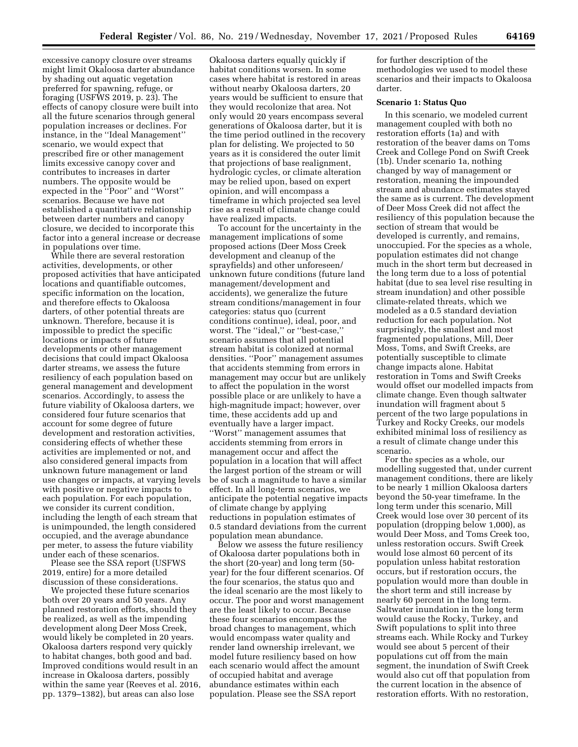excessive canopy closure over streams might limit Okaloosa darter abundance by shading out aquatic vegetation preferred for spawning, refuge, or foraging (USFWS 2019, p. 23). The effects of canopy closure were built into all the future scenarios through general population increases or declines. For instance, in the ''Ideal Management'' scenario, we would expect that prescribed fire or other management limits excessive canopy cover and contributes to increases in darter numbers. The opposite would be expected in the ''Poor'' and ''Worst'' scenarios. Because we have not established a quantitative relationship between darter numbers and canopy closure, we decided to incorporate this factor into a general increase or decrease in populations over time.

While there are several restoration activities, developments, or other proposed activities that have anticipated locations and quantifiable outcomes, specific information on the location, and therefore effects to Okaloosa darters, of other potential threats are unknown. Therefore, because it is impossible to predict the specific locations or impacts of future developments or other management decisions that could impact Okaloosa darter streams, we assess the future resiliency of each population based on general management and development scenarios. Accordingly, to assess the future viability of Okaloosa darters, we considered four future scenarios that account for some degree of future development and restoration activities, considering effects of whether these activities are implemented or not, and also considered general impacts from unknown future management or land use changes or impacts, at varying levels with positive or negative impacts to each population. For each population, we consider its current condition, including the length of each stream that is unimpounded, the length considered occupied, and the average abundance per meter, to assess the future viability under each of these scenarios.

Please see the SSA report (USFWS 2019, entire) for a more detailed discussion of these considerations.

We projected these future scenarios both over 20 years and 50 years. Any planned restoration efforts, should they be realized, as well as the impending development along Deer Moss Creek, would likely be completed in 20 years. Okaloosa darters respond very quickly to habitat changes, both good and bad. Improved conditions would result in an increase in Okaloosa darters, possibly within the same year (Reeves et al. 2016, pp. 1379–1382), but areas can also lose Okaloosa darters equally quickly if habitat conditions worsen. In some cases where habitat is restored in areas without nearby Okaloosa darters, 20 years would be sufficient to ensure that they would recolonize that area. Not only would 20 years encompass several generations of Okaloosa darter, but it is the time period outlined in the recovery plan for delisting. We projected to 50 years as it is considered the outer limit that projections of base realignment, hydrologic cycles, or climate alteration may be relied upon, based on expert opinion, and will encompass a timeframe in which projected sea level rise as a result of climate change could have realized impacts.

To account for the uncertainty in the management implications of some proposed actions (Deer Moss Creek development and cleanup of the sprayfields) and other unforeseen/unknown future conditions (future land management/development and accidents), we generalize the future stream conditions/management in four categories: status quo (current conditions continue), ideal, poor, and worst. The ''ideal,'' or ''best-case,'' scenario assumes that all potential stream habitat is colonized at normal densities. ''Poor'' management assumes that accidents stemming from errors in management may occur but are unlikely to affect the population in the worst possible place or are unlikely to have a high-magnitude impact; however, over time, these accidents add up and eventually have a larger impact. ''Worst'' management assumes that accidents stemming from errors in management occur and affect the population in a location that will affect the largest portion of the stream or will be of such a magnitude to have a similar effect. In all long-term scenarios, we anticipate the potential negative impacts of climate change by applying reductions in population estimates of 0.5 standard deviations from the current population mean abundance.

Below we assess the future resiliency of Okaloosa darter populations both in the short (20-year) and long term (50-year) for the four different scenarios. Of the four scenarios, the status quo and the ideal scenario are the most likely to occur. The poor and worst management are the least likely to occur. Because these four scenarios encompass the broad changes to management, which would encompass water quality and render land ownership irrelevant, we model future resiliency based on how each scenario would affect the amount of occupied habitat and average abundance estimates within each population. Please see the SSA report for further description of the methodologies we used to model these scenarios and their impacts to Okaloosa darter.

**Scenario 1: Status Quo**

In this scenario, we modeled current management coupled with both no restoration efforts (1a) and with restoration of the beaver dams on Toms Creek and College Pond on Swift Creek (1b). Under scenario 1a, nothing changed by way of management or restoration, meaning the impounded stream and abundance estimates stayed the same as is current. The development of Deer Moss Creek did not affect the resiliency of this population because the section of stream that would be developed is currently, and remains, unoccupied. For the species as a whole, population estimates did not change much in the short term but decreased in the long term due to a loss of potential habitat (due to sea level rise resulting in stream inundation) and other possible climate-related threats, which we modeled as a 0.5 standard deviation reduction for each population. Not surprisingly, the smallest and most fragmented populations, Mill, Deer Moss, Toms, and Swift Creeks, are potentially susceptible to climate change impacts alone. Habitat restoration in Toms and Swift Creeks would offset our modelled impacts from climate change. Even though saltwater inundation will fragment about 5 percent of the two large populations in Turkey and Rocky Creeks, our models exhibited minimal loss of resiliency as a result of climate change under this scenario.

For the species as a whole, our modelling suggested that, under current management conditions, there are likely to be nearly 1 million Okaloosa darters beyond the 50-year timeframe. In the long term under this scenario, Mill Creek would lose over 30 percent of its population (dropping below 1,000), as would Deer Moss, and Toms Creek too, unless restoration occurs. Swift Creek would lose almost 60 percent of its population unless habitat restoration occurs, but if restoration occurs, the population would more than double in the short term and still increase by nearly 60 percent in the long term. Saltwater inundation in the long term would cause the Rocky, Turkey, and Swift populations to split into three streams each. While Rocky and Turkey would see about 5 percent of their populations cut off from the main segment, the inundation of Swift Creek would also cut off that population from the current location in the absence of restoration efforts. With no restoration,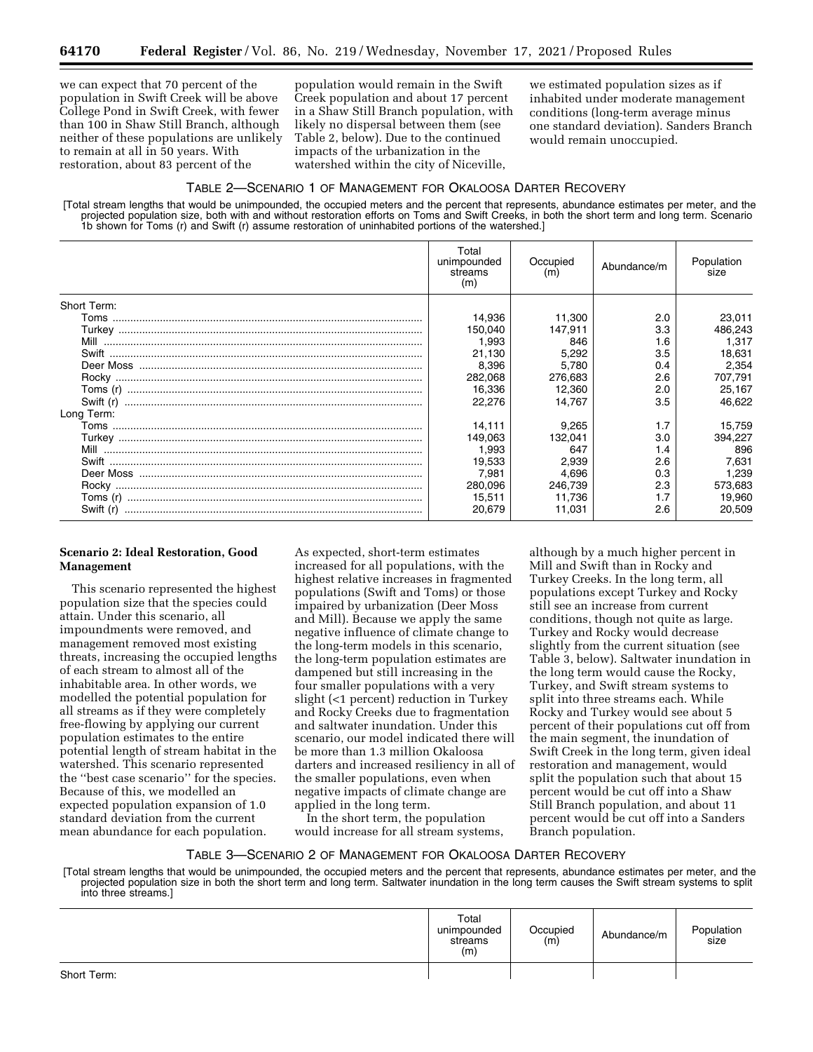we can expect that 70 percent of the population in Swift Creek will be above College Pond in Swift Creek, with fewer than 100 in Shaw Still Branch, although neither of these populations are unlikely to remain at all in 50 years. With restoration, about 83 percent of the population would remain in the Swift Creek population and about 17 percent in a Shaw Still Branch population, with likely no dispersal between them (see Table 2, below). Due to the continued impacts of the urbanization in the watershed within the city of Niceville, we estimated population sizes as if inhabited under moderate management conditions (long-term average minus one standard deviation). Sanders Branch would remain unoccupied.

TABLE 2—SCENARIO 1 OF MANAGEMENT FOR OKALOOSA DARTER RECOVERY

[Total stream lengths that would be unimpounded, the occupied meters and the percent that represents, abundance estimates per meter, and the projected population size, both with and without restoration efforts on Toms and Swift Creeks, in both the short term and long term. Scenario 1b shown for Toms (r) and Swift (r) assume restoration of uninhabited portions of the watershed.]

| | Total unimpounded streams (m) | Occupied (m) | Abundance/m | Population size |
|---|---|---|---|---|
| Short Term: | | | | |
| Toms | 14,936 | 11,300 | 2.0 | 23,011 |
| Turkey | 150,040 | 147,911 | 3.3 | 486,243 |
| Mill | 1,993 | 846 | 1.6 | 1,317 |
| Swift | 21,130 | 5,292 | 3.5 | 18,631 |
| Deer Moss | 8,396 | 5,780 | 0.4 | 2,354 |
| Rocky | 282,068 | 276,683 | 2.6 | 707,791 |
| Toms (r) | 16,336 | 12,360 | 2.0 | 25,167 |
| Swift (r) | 22,276 | 14,767 | 3.5 | 46,622 |
| Long Term: | | | | |
| Toms | 14,111 | 9,265 | 1.7 | 15,759 |
| Turkey | 149,063 | 132,041 | 3.0 | 394,227 |
| Mill | 1,993 | 647 | 1.4 | 896 |
| Swift | 19,533 | 2,939 | 2.6 | 7,631 |
| Deer Moss | 7,981 | 4,696 | 0.3 | 1,239 |
| Rocky | 280,096 | 246,739 | 2.3 | 573,683 |
| Toms (r) | 15,511 | 11,736 | 1.7 | 19,960 |
| Swift (r) | 20,679 | 11,031 | 2.6 | 20,509 |

**Scenario 2: Ideal Restoration, Good Management**

This scenario represented the highest population size that the species could attain. Under this scenario, all impoundments were removed, and management removed most existing threats, increasing the occupied lengths of each stream to almost all of the inhabitable area. In other words, we modelled the potential population for all streams as if they were completely free-flowing by applying our current population estimates to the entire potential length of stream habitat in the watershed. This scenario represented the "best case scenario" for the species. Because of this, we modelled an expected population expansion of 1.0 standard deviation from the current mean abundance for each population.

As expected, short-term estimates increased for all populations, with the highest relative increases in fragmented populations (Swift and Toms) or those impaired by urbanization (Deer Moss and Mill). Because we apply the same negative influence of climate change to the long-term models in this scenario, the long-term population estimates are dampened but still increasing in the four smaller populations with a very slight (<1 percent) reduction in Turkey and Rocky Creeks due to fragmentation and saltwater inundation. Under this scenario, our model indicated there will be more than 1.3 million Okaloosa darters and increased resiliency in all of the smaller populations, even when negative impacts of climate change are applied in the long term.

In the short term, the population would increase for all stream systems, although by a much higher percent in Mill and Swift than in Rocky and Turkey Creeks. In the long term, all populations except Turkey and Rocky still see an increase from current conditions, though not quite as large. Turkey and Rocky would decrease slightly from the current situation (see Table 3, below). Saltwater inundation in the long term would cause the Rocky, Turkey, and Swift stream systems to split into three streams each. While Rocky and Turkey would see about 5 percent of their populations cut off from the main segment, the inundation of Swift Creek in the long term, given ideal restoration and management, would split the population such that about 15 percent would be cut off into a Shaw Still Branch population, and about 11 percent would be cut off into a Sanders Branch population.

TABLE 3—SCENARIO 2 OF MANAGEMENT FOR OKALOOSA DARTER RECOVERY

[Total stream lengths that would be unimpounded, the occupied meters and the percent that represents, abundance estimates per meter, and the projected population size in both the short term and long term. Saltwater inundation in the long term causes the Swift stream systems to split into three streams.]

| | Total unimpounded streams (m) | Occupied (m) | Abundance/m | Population size |
|---|---|---|---|---|
| Short Term: | | | | |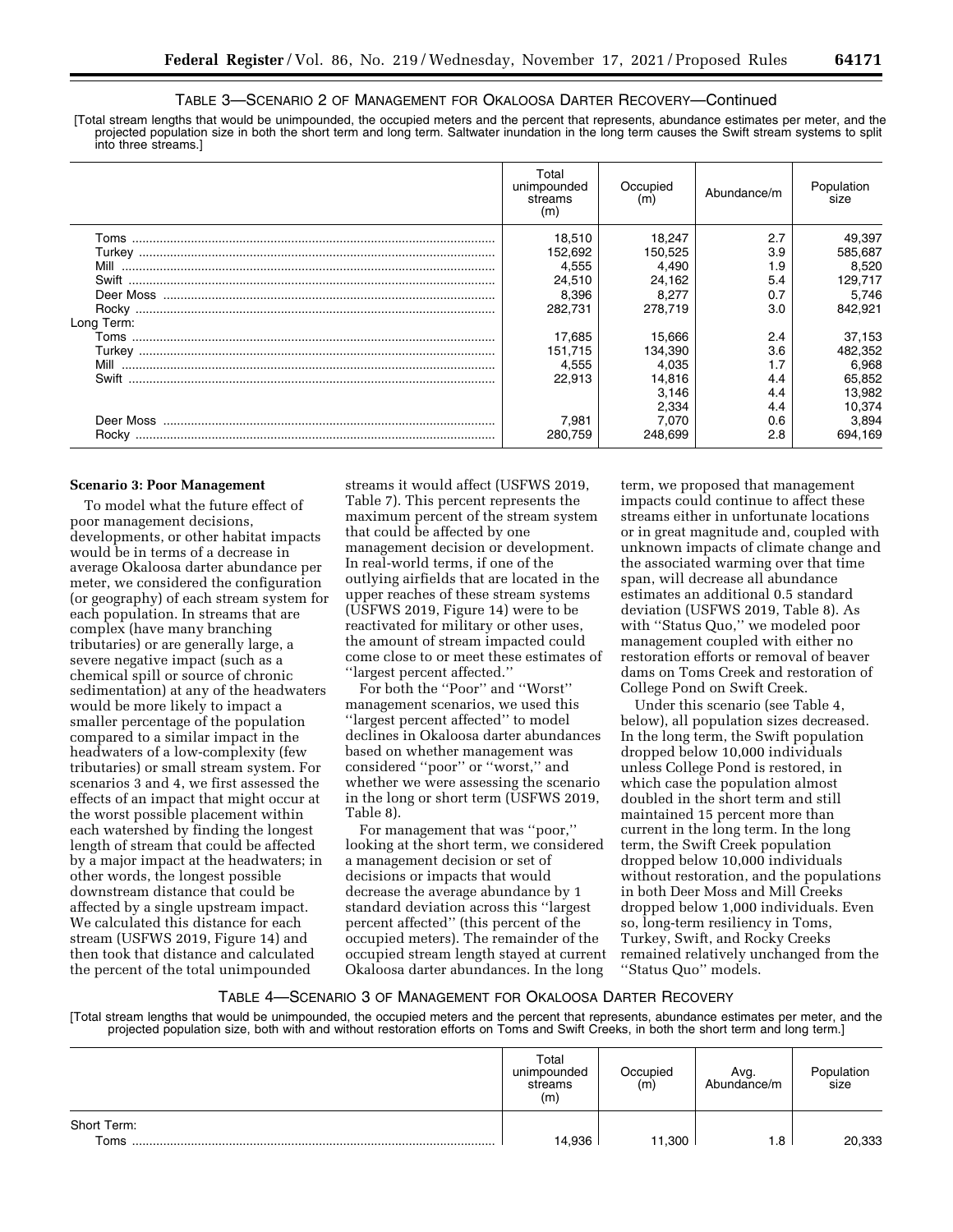TABLE 3—SCENARIO 2 OF MANAGEMENT FOR OKALOOSA DARTER RECOVERY—Continued

[Total stream lengths that would be unimpounded, the occupied meters and the percent that represents, abundance estimates per meter, and the projected population size in both the short term and long term. Saltwater inundation in the long term causes the Swift stream systems to split into three streams.]

| | Total unimpounded streams (m) | Occupied (m) | Abundance/m | Population size |
|---|---|---|---|---|
| Toms | 18,510 | 18,247 | 2.7 | 49,397 |
| Turkey | 152,692 | 150,525 | 3.9 | 585,687 |
| Mill | 4,555 | 4,490 | 1.9 | 8,520 |
| Swift | 24,510 | 24,162 | 5.4 | 129,717 |
| Deer Moss | 8,396 | 8,277 | 0.7 | 5,746 |
| Rocky | 282,731 | 278,719 | 3.0 | 842,921 |
| Long Term: | | | | |
| Toms | 17,685 | 15,666 | 2.4 | 37,153 |
| Turkey | 151,715 | 134,390 | 3.6 | 482,352 |
| Mill | 4,555 | 4,035 | 1.7 | 6,968 |
| Swift | 22,913 | 14,816 | 4.4 | 65,852 |
| | | 3,146 | 4.4 | 13,982 |
| | | 2,334 | 4.4 | 10,374 |
| Deer Moss | 7,981 | 7,070 | 0.6 | 3,894 |
| Rocky | 280,759 | 248,699 | 2.8 | 694,169 |

**Scenario 3: Poor Management**

To model what the future effect of poor management decisions, developments, or other habitat impacts would be in terms of a decrease in average Okaloosa darter abundance per meter, we considered the configuration (or geography) of each stream system for each population. In streams that are complex (have many branching tributaries) or are generally large, a severe negative impact (such as a chemical spill or source of chronic sedimentation) at any of the headwaters would be more likely to impact a smaller percentage of the population compared to a similar impact in the headwaters of a low-complexity (few tributaries) or small stream system. For scenarios 3 and 4, we first assessed the effects of an impact that might occur at the worst possible placement within each watershed by finding the longest length of stream that could be affected by a major impact at the headwaters; in other words, the longest possible downstream distance that could be affected by a single upstream impact. We calculated this distance for each stream (USFWS 2019, Figure 14) and then took that distance and calculated the percent of the total unimpounded streams it would affect (USFWS 2019, Table 7). This percent represents the maximum percent of the stream system that could be affected by one management decision or development. In real-world terms, if one of the outlying airfields that are located in the upper reaches of these stream systems (USFWS 2019, Figure 14) were to be reactivated for military or other uses, the amount of stream impacted could come close to or meet these estimates of ''largest percent affected.''

For both the ''Poor'' and ''Worst'' management scenarios, we used this ''largest percent affected'' to model declines in Okaloosa darter abundances based on whether management was considered ''poor'' or ''worst,'' and whether we were assessing the scenario in the long or short term (USFWS 2019, Table 8).

For management that was ''poor,'' looking at the short term, we considered a management decision or set of decisions or impacts that would decrease the average abundance by 1 standard deviation across this ''largest percent affected'' (this percent of the occupied meters). The remainder of the occupied stream length stayed at current Okaloosa darter abundances. In the long term, we proposed that management impacts could continue to affect these streams either in unfortunate locations or in great magnitude and, coupled with unknown impacts of climate change and the associated warming over that time span, will decrease all abundance estimates an additional 0.5 standard deviation (USFWS 2019, Table 8). As with ''Status Quo,'' we modeled poor management coupled with either no restoration efforts or removal of beaver dams on Toms Creek and restoration of College Pond on Swift Creek.

Under this scenario (see Table 4, below), all population sizes decreased. In the long term, the Swift population dropped below 10,000 individuals unless College Pond is restored, in which case the population almost doubled in the short term and still maintained 15 percent more than current in the long term. In the long term, the Swift Creek population dropped below 10,000 individuals without restoration, and the populations in both Deer Moss and Mill Creeks dropped below 1,000 individuals. Even so, long-term resiliency in Toms, Turkey, Swift, and Rocky Creeks remained relatively unchanged from the ''Status Quo'' models.

TABLE 4—SCENARIO 3 OF MANAGEMENT FOR OKALOOSA DARTER RECOVERY

[Total stream lengths that would be unimpounded, the occupied meters and the percent that represents, abundance estimates per meter, and the projected population size, both with and without restoration efforts on Toms and Swift Creeks, in both the short term and long term.]

| | Total unimpounded streams (m) | Occupied (m) | Avg. Abundance/m | Population size |
|---|---|---|---|---|
| Short Term: | | | | |
| Toms | 14,936 | 11,300 | 1.8 | 20,333 |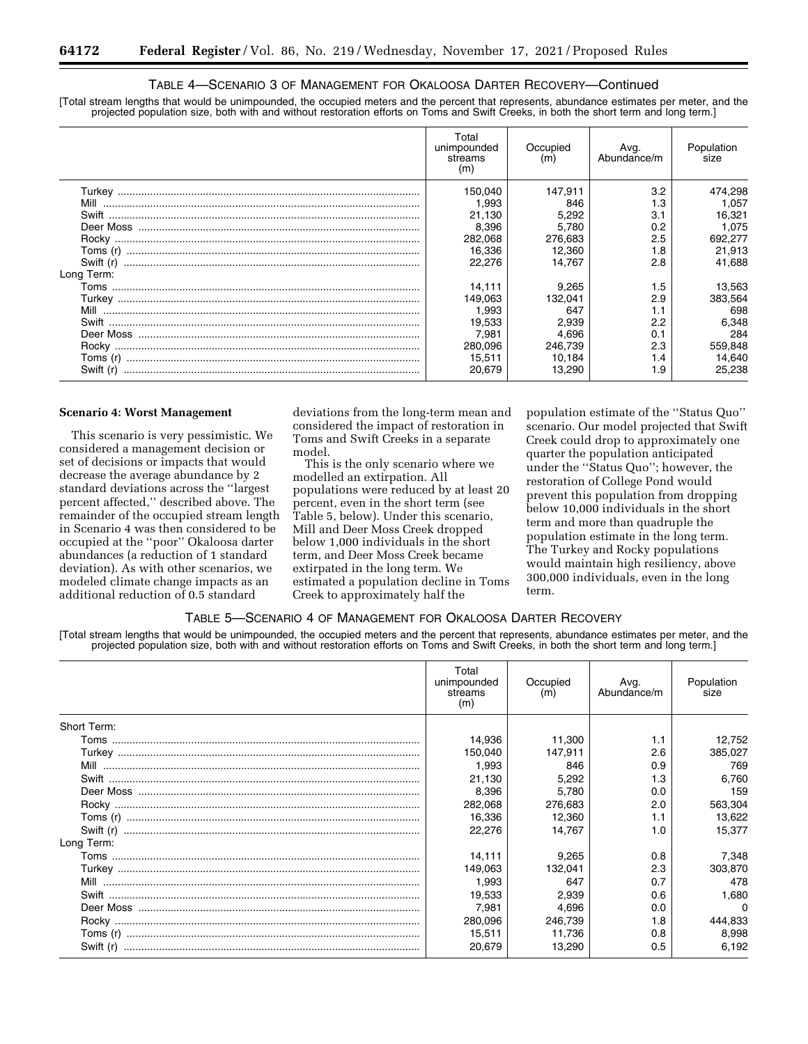### TABLE 4—SCENARIO 3 OF MANAGEMENT FOR OKALOOSA DARTER RECOVERY—Continued

[Total stream lengths that would be unimpounded, the occupied meters and the percent that represents, abundance estimates per meter, and the projected population size, both with and without restoration efforts on Toms and Swift Creeks, in both the short term and long term.]

| | Total unimpounded streams (m) | Occupied (m) | Avg. Abundance/m | Population size |
|---|---|---|---|---|
| Turkey | 150,040 | 147,911 | 3.2 | 474,298 |
| Mill | 1,993 | 846 | 1.3 | 1,057 |
| Swift | 21,130 | 5,292 | 3.1 | 16,321 |
| Deer Moss | 8,396 | 5,780 | 0.2 | 1,075 |
| Rocky | 282,068 | 276,683 | 2.5 | 692,277 |
| Toms (r) | 16,336 | 12,360 | 1.8 | 21,913 |
| Swift (r) | 22,276 | 14,767 | 2.8 | 41,688 |
| Long Term: | | | | |
| Toms | 14,111 | 9,265 | 1.5 | 13,563 |
| Turkey | 149,063 | 132,041 | 2.9 | 383,564 |
| Mill | 1,993 | 647 | 1.1 | 698 |
| Swift | 19,533 | 2,939 | 2.2 | 6,348 |
| Deer Moss | 7,981 | 4,696 | 0.1 | 284 |
| Rocky | 280,096 | 246,739 | 2.3 | 559,848 |
| Toms (r) | 15,511 | 10,184 | 1.4 | 14,640 |
| Swift (r) | 20,679 | 13,290 | 1.9 | 25,238 |

**Scenario 4: Worst Management**

This scenario is very pessimistic. We considered a management decision or set of decisions or impacts that would decrease the average abundance by 2 standard deviations across the ''largest percent affected,'' described above. The remainder of the occupied stream length in Scenario 4 was then considered to be occupied at the ''poor'' Okaloosa darter abundances (a reduction of 1 standard deviation). As with other scenarios, we modeled climate change impacts as an additional reduction of 0.5 standard deviations from the long-term mean and considered the impact of restoration in Toms and Swift Creeks in a separate model.

This is the only scenario where we modelled an extirpation. All populations were reduced by at least 20 percent, even in the short term (see Table 5, below). Under this scenario, Mill and Deer Moss Creek dropped below 1,000 individuals in the short term, and Deer Moss Creek became extirpated in the long term. We estimated a population decline in Toms Creek to approximately half the population estimate of the ''Status Quo'' scenario. Our model projected that Swift Creek could drop to approximately one quarter the population anticipated under the ''Status Quo''; however, the restoration of College Pond would prevent this population from dropping below 10,000 individuals in the short term and more than quadruple the population estimate in the long term. The Turkey and Rocky populations would maintain high resiliency, above 300,000 individuals, even in the long term.

### TABLE 5—SCENARIO 4 OF MANAGEMENT FOR OKALOOSA DARTER RECOVERY

[Total stream lengths that would be unimpounded, the occupied meters and the percent that represents, abundance estimates per meter, and the projected population size, both with and without restoration efforts on Toms and Swift Creeks, in both the short term and long term.]

| | Total unimpounded streams (m) | Occupied (m) | Avg. Abundance/m | Population size |
|---|---|---|---|---|
| Short Term: | | | | |
| Toms | 14,936 | 11,300 | 1.1 | 12,752 |
| Turkey | 150,040 | 147,911 | 2.6 | 385,027 |
| Mill | 1,993 | 846 | 0.9 | 769 |
| Swift | 21,130 | 5,292 | 1.3 | 6,760 |
| Deer Moss | 8,396 | 5,780 | 0.0 | 159 |
| Rocky | 282,068 | 276,683 | 2.0 | 563,304 |
| Toms (r) | 16,336 | 12,360 | 1.1 | 13,622 |
| Swift (r) | 22,276 | 14,767 | 1.0 | 15,377 |
| Long Term: | | | | |
| Toms | 14,111 | 9,265 | 0.8 | 7,348 |
| Turkey | 149,063 | 132,041 | 2.3 | 303,870 |
| Mill | 1,993 | 647 | 0.7 | 478 |
| Swift | 19,533 | 2,939 | 0.6 | 1,680 |
| Deer Moss | 7,981 | 4,696 | 0.0 | 0 |
| Rocky | 280,096 | 246,739 | 1.8 | 444,833 |
| Toms (r) | 15,511 | 11,736 | 0.8 | 8,998 |
| Swift (r) | 20,679 | 13,290 | 0.5 | 6,192 |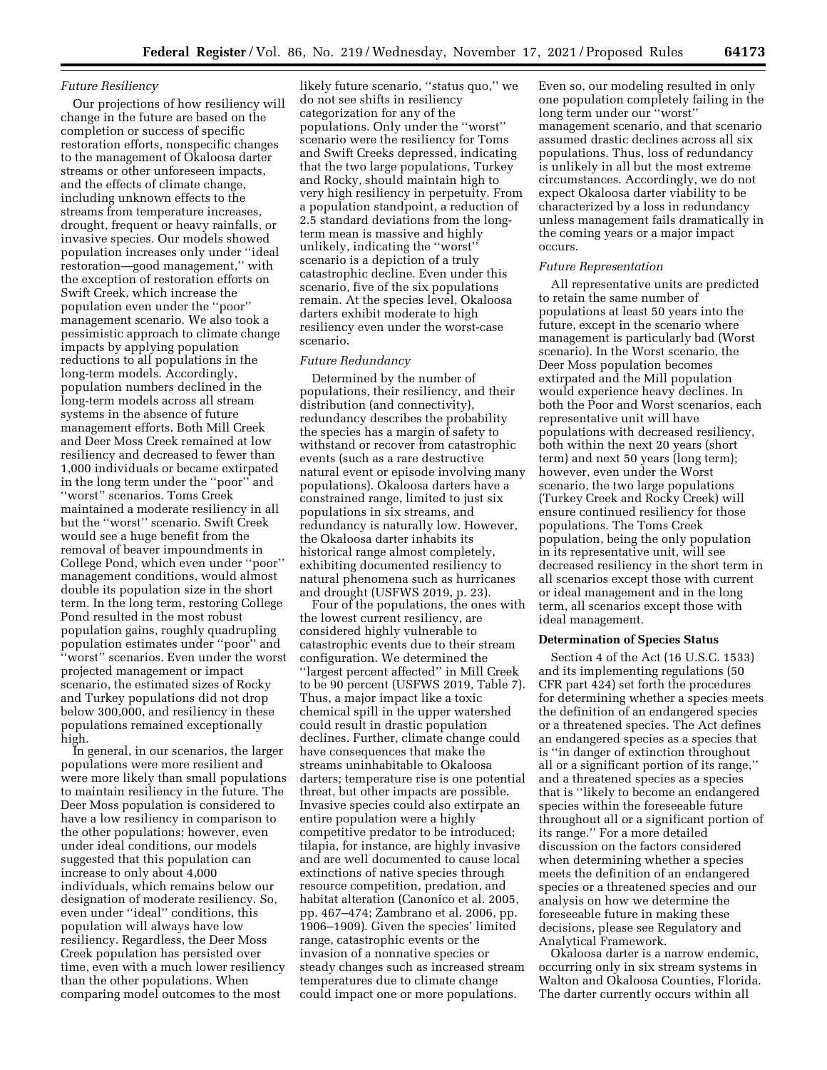*Future Resiliency*

Our projections of how resiliency will change in the future are based on the completion or success of specific restoration efforts, nonspecific changes to the management of Okaloosa darter streams or other unforeseen impacts, and the effects of climate change, including unknown effects to the streams from temperature increases, drought, frequent or heavy rainfalls, or invasive species. Our models showed population increases only under ''ideal restoration—good management,'' with the exception of restoration efforts on Swift Creek, which increase the population even under the ''poor'' management scenario. We also took a pessimistic approach to climate change impacts by applying population reductions to all populations in the long-term models. Accordingly, population numbers declined in the long-term models across all stream systems in the absence of future management efforts. Both Mill Creek and Deer Moss Creek remained at low resiliency and decreased to fewer than 1,000 individuals or became extirpated in the long term under the ''poor'' and ''worst'' scenarios. Toms Creek maintained a moderate resiliency in all but the ''worst'' scenario. Swift Creek would see a huge benefit from the removal of beaver impoundments in College Pond, which even under ''poor'' management conditions, would almost double its population size in the short term. In the long term, restoring College Pond resulted in the most robust population gains, roughly quadrupling population estimates under ''poor'' and ''worst'' scenarios. Even under the worst projected management or impact scenario, the estimated sizes of Rocky and Turkey populations did not drop below 300,000, and resiliency in these populations remained exceptionally high.

In general, in our scenarios, the larger populations were more resilient and were more likely than small populations to maintain resiliency in the future. The Deer Moss population is considered to have a low resiliency in comparison to the other populations; however, even under ideal conditions, our models suggested that this population can increase to only about 4,000 individuals, which remains below our designation of moderate resiliency. So, even under ''ideal'' conditions, this population will always have low resiliency. Regardless, the Deer Moss Creek population has persisted over time, even with a much lower resiliency than the other populations. When comparing model outcomes to the most likely future scenario, ''status quo,'' we do not see shifts in resiliency categorization for any of the populations. Only under the ''worst'' scenario were the resiliency for Toms and Swift Creeks depressed, indicating that the two large populations, Turkey and Rocky, should maintain high to very high resiliency in perpetuity. From a population standpoint, a reduction of 2.5 standard deviations from the long-term mean is massive and highly unlikely, indicating the ''worst'' scenario is a depiction of a truly catastrophic decline. Even under this scenario, five of the six populations remain. At the species level, Okaloosa darters exhibit moderate to high resiliency even under the worst-case scenario.

*Future Redundancy*

Determined by the number of populations, their resiliency, and their distribution (and connectivity), redundancy describes the probability the species has a margin of safety to withstand or recover from catastrophic events (such as a rare destructive natural event or episode involving many populations). Okaloosa darters have a constrained range, limited to just six populations in six streams, and redundancy is naturally low. However, the Okaloosa darter inhabits its historical range almost completely, exhibiting documented resiliency to natural phenomena such as hurricanes and drought (USFWS 2019, p. 23).

Four of the populations, the ones with the lowest current resiliency, are considered highly vulnerable to catastrophic events due to their stream configuration. We determined the ''largest percent affected'' in Mill Creek to be 90 percent (USFWS 2019, Table 7). Thus, a major impact like a toxic chemical spill in the upper watershed could result in drastic population declines. Further, climate change could have consequences that make the streams uninhabitable to Okaloosa darters; temperature rise is one potential threat, but other impacts are possible. Invasive species could also extirpate an entire population were a highly competitive predator to be introduced; tilapia, for instance, are highly invasive and are well documented to cause local extinctions of native species through resource competition, predation, and habitat alteration (Canonico et al. 2005, pp. 467–474; Zambrano et al. 2006, pp. 1906–1909). Given the species' limited range, catastrophic events or the invasion of a nonnative species or steady changes such as increased stream temperatures due to climate change could impact one or more populations. Even so, our modeling resulted in only one population completely failing in the long term under our ''worst'' management scenario, and that scenario assumed drastic declines across all six populations. Thus, loss of redundancy is unlikely in all but the most extreme circumstances. Accordingly, we do not expect Okaloosa darter viability to be characterized by a loss in redundancy unless management fails dramatically in the coming years or a major impact occurs.

*Future Representation*

All representative units are predicted to retain the same number of populations at least 50 years into the future, except in the scenario where management is particularly bad (Worst scenario). In the Worst scenario, the Deer Moss population becomes extirpated and the Mill population would experience heavy declines. In both the Poor and Worst scenarios, each representative unit will have populations with decreased resiliency, both within the next 20 years (short term) and next 50 years (long term); however, even under the Worst scenario, the two large populations (Turkey Creek and Rocky Creek) will ensure continued resiliency for those populations. The Toms Creek population, being the only population in its representative unit, will see decreased resiliency in the short term in all scenarios except those with current or ideal management and in the long term, all scenarios except those with ideal management.

**Determination of Species Status**

Section 4 of the Act (16 U.S.C. 1533) and its implementing regulations (50 CFR part 424) set forth the procedures for determining whether a species meets the definition of an endangered species or a threatened species. The Act defines an endangered species as a species that is ''in danger of extinction throughout all or a significant portion of its range,'' and a threatened species as a species that is ''likely to become an endangered species within the foreseeable future throughout all or a significant portion of its range.'' For a more detailed discussion on the factors considered when determining whether a species meets the definition of an endangered species or a threatened species and our analysis on how we determine the foreseeable future in making these decisions, please see Regulatory and Analytical Framework.

Okaloosa darter is a narrow endemic, occurring only in six stream systems in Walton and Okaloosa Counties, Florida. The darter currently occurs within all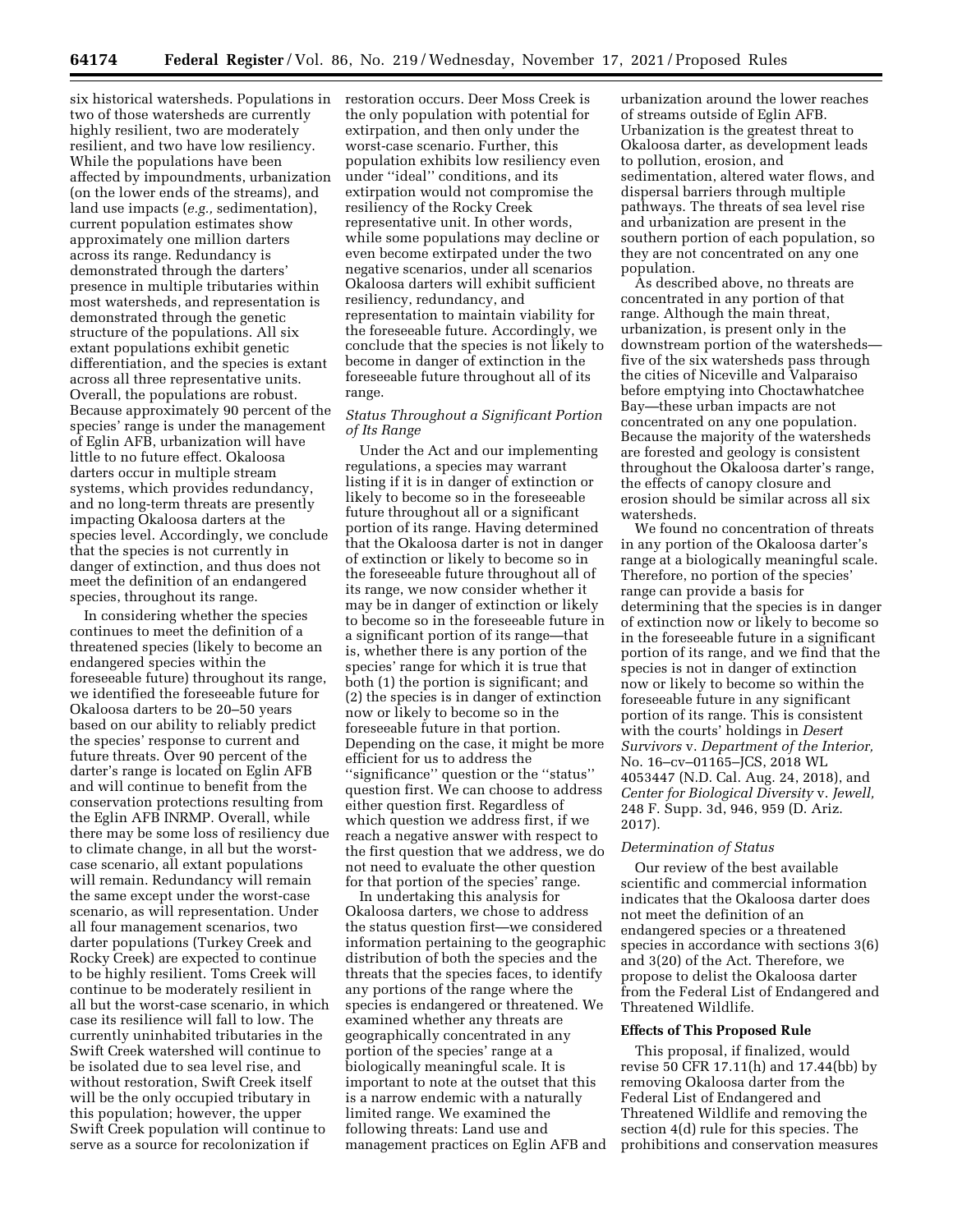six historical watersheds. Populations in two of those watersheds are currently highly resilient, two are moderately resilient, and two have low resiliency. While the populations have been affected by impoundments, urbanization (on the lower ends of the streams), and land use impacts (*e.g.,* sedimentation), current population estimates show approximately one million darters across its range. Redundancy is demonstrated through the darters' presence in multiple tributaries within most watersheds, and representation is demonstrated through the genetic structure of the populations. All six extant populations exhibit genetic differentiation, and the species is extant across all three representative units. Overall, the populations are robust. Because approximately 90 percent of the species' range is under the management of Eglin AFB, urbanization will have little to no future effect. Okaloosa darters occur in multiple stream systems, which provides redundancy, and no long-term threats are presently impacting Okaloosa darters at the species level. Accordingly, we conclude that the species is not currently in danger of extinction, and thus does not meet the definition of an endangered species, throughout its range.

In considering whether the species continues to meet the definition of a threatened species (likely to become an endangered species within the foreseeable future) throughout its range, we identified the foreseeable future for Okaloosa darters to be 20–50 years based on our ability to reliably predict the species' response to current and future threats. Over 90 percent of the darter's range is located on Eglin AFB and will continue to benefit from the conservation protections resulting from the Eglin AFB INRMP. Overall, while there may be some loss of resiliency due to climate change, in all but the worst-case scenario, all extant populations will remain. Redundancy will remain the same except under the worst-case scenario, as will representation. Under all four management scenarios, two darter populations (Turkey Creek and Rocky Creek) are expected to continue to be highly resilient. Toms Creek will continue to be moderately resilient in all but the worst-case scenario, in which case its resilience will fall to low. The currently uninhabited tributaries in the Swift Creek watershed will continue to be isolated due to sea level rise, and without restoration, Swift Creek itself will be the only occupied tributary in this population; however, the upper Swift Creek population will continue to serve as a source for recolonization if restoration occurs. Deer Moss Creek is the only population with potential for extirpation, and then only under the worst-case scenario. Further, this population exhibits low resiliency even under "ideal" conditions, and its extirpation would not compromise the resiliency of the Rocky Creek representative unit. In other words, while some populations may decline or even become extirpated under the two negative scenarios, under all scenarios Okaloosa darters will exhibit sufficient resiliency, redundancy, and representation to maintain viability for the foreseeable future. Accordingly, we conclude that the species is not likely to become in danger of extinction in the foreseeable future throughout all of its range.

*Status Throughout a Significant Portion of Its Range*

Under the Act and our implementing regulations, a species may warrant listing if it is in danger of extinction or likely to become so in the foreseeable future throughout all or a significant portion of its range. Having determined that the Okaloosa darter is not in danger of extinction or likely to become so in the foreseeable future throughout all of its range, we now consider whether it may be in danger of extinction or likely to become so in the foreseeable future in a significant portion of its range—that is, whether there is any portion of the species' range for which it is true that both (1) the portion is significant; and (2) the species is in danger of extinction now or likely to become so in the foreseeable future in that portion. Depending on the case, it might be more efficient for us to address the "significance" question or the "status" question first. We can choose to address either question first. Regardless of which question we address first, if we reach a negative answer with respect to the first question that we address, we do not need to evaluate the other question for that portion of the species' range.

In undertaking this analysis for Okaloosa darters, we chose to address the status question first—we considered information pertaining to the geographic distribution of both the species and the threats that the species faces, to identify any portions of the range where the species is endangered or threatened. We examined whether any threats are geographically concentrated in any portion of the species' range at a biologically meaningful scale. It is important to note at the outset that this is a narrow endemic with a naturally limited range. We examined the following threats: Land use and management practices on Eglin AFB and urbanization around the lower reaches of streams outside of Eglin AFB. Urbanization is the greatest threat to Okaloosa darter, as development leads to pollution, erosion, and sedimentation, altered water flows, and dispersal barriers through multiple pathways. The threats of sea level rise and urbanization are present in the southern portion of each population, so they are not concentrated on any one population.

As described above, no threats are concentrated in any portion of that range. Although the main threat, urbanization, is present only in the downstream portion of the watersheds—five of the six watersheds pass through the cities of Niceville and Valparaiso before emptying into Choctawhatchee Bay—these urban impacts are not concentrated on any one population. Because the majority of the watersheds are forested and geology is consistent throughout the Okaloosa darter's range, the effects of canopy closure and erosion should be similar across all six watersheds.

We found no concentration of threats in any portion of the Okaloosa darter's range at a biologically meaningful scale. Therefore, no portion of the species' range can provide a basis for determining that the species is in danger of extinction now or likely to become so in the foreseeable future in a significant portion of its range, and we find that the species is not in danger of extinction now or likely to become so within the foreseeable future in any significant portion of its range. This is consistent with the courts' holdings in *Desert Survivors* v. *Department of the Interior,* No. 16–cv–01165–JCS, 2018 WL 4053447 (N.D. Cal. Aug. 24, 2018), and *Center for Biological Diversity* v. *Jewell,* 248 F. Supp. 3d, 946, 959 (D. Ariz. 2017).

*Determination of Status*

Our review of the best available scientific and commercial information indicates that the Okaloosa darter does not meet the definition of an endangered species or a threatened species in accordance with sections 3(6) and 3(20) of the Act. Therefore, we propose to delist the Okaloosa darter from the Federal List of Endangered and Threatened Wildlife.

**Effects of This Proposed Rule**

This proposal, if finalized, would revise 50 CFR 17.11(h) and 17.44(bb) by removing Okaloosa darter from the Federal List of Endangered and Threatened Wildlife and removing the section 4(d) rule for this species. The prohibitions and conservation measures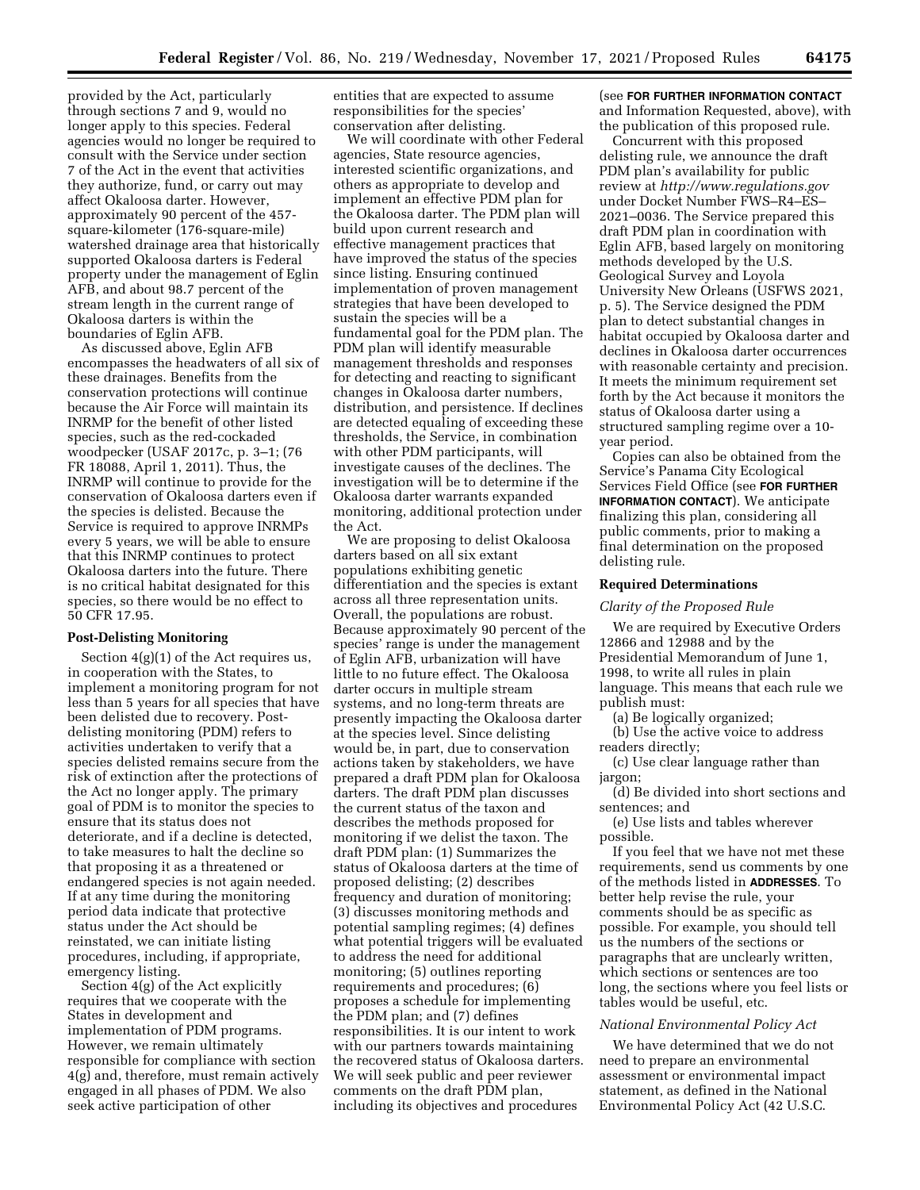provided by the Act, particularly through sections 7 and 9, would no longer apply to this species. Federal agencies would no longer be required to consult with the Service under section 7 of the Act in the event that activities they authorize, fund, or carry out may affect Okaloosa darter. However, approximately 90 percent of the 457-square-kilometer (176-square-mile) watershed drainage area that historically supported Okaloosa darters is Federal property under the management of Eglin AFB, and about 98.7 percent of the stream length in the current range of Okaloosa darters is within the boundaries of Eglin AFB.

As discussed above, Eglin AFB encompasses the headwaters of all six of these drainages. Benefits from the conservation protections will continue because the Air Force will maintain its INRMP for the benefit of other listed species, such as the red-cockaded woodpecker (USAF 2017c, p. 3–1; (76 FR 18088, April 1, 2011). Thus, the INRMP will continue to provide for the conservation of Okaloosa darters even if the species is delisted. Because the Service is required to approve INRMPs every 5 years, we will be able to ensure that this INRMP continues to protect Okaloosa darters into the future. There is no critical habitat designated for this species, so there would be no effect to 50 CFR 17.95.

**Post-Delisting Monitoring**

Section 4(g)(1) of the Act requires us, in cooperation with the States, to implement a monitoring program for not less than 5 years for all species that have been delisted due to recovery. Post-delisting monitoring (PDM) refers to activities undertaken to verify that a species delisted remains secure from the risk of extinction after the protections of the Act no longer apply. The primary goal of PDM is to monitor the species to ensure that its status does not deteriorate, and if a decline is detected, to take measures to halt the decline so that proposing it as a threatened or endangered species is not again needed. If at any time during the monitoring period data indicate that protective status under the Act should be reinstated, we can initiate listing procedures, including, if appropriate, emergency listing.

Section 4(g) of the Act explicitly requires that we cooperate with the States in development and implementation of PDM programs. However, we remain ultimately responsible for compliance with section 4(g) and, therefore, must remain actively engaged in all phases of PDM. We also seek active participation of other entities that are expected to assume responsibilities for the species' conservation after delisting.

We will coordinate with other Federal agencies, State resource agencies, interested scientific organizations, and others as appropriate to develop and implement an effective PDM plan for the Okaloosa darter. The PDM plan will build upon current research and effective management practices that have improved the status of the species since listing. Ensuring continued implementation of proven management strategies that have been developed to sustain the species will be a fundamental goal for the PDM plan. The PDM plan will identify measurable management thresholds and responses for detecting and reacting to significant changes in Okaloosa darter numbers, distribution, and persistence. If declines are detected equaling of exceeding these thresholds, the Service, in combination with other PDM participants, will investigate causes of the declines. The investigation will be to determine if the Okaloosa darter warrants expanded monitoring, additional protection under the Act.

We are proposing to delist Okaloosa darters based on all six extant populations exhibiting genetic differentiation and the species is extant across all three representation units. Overall, the populations are robust. Because approximately 90 percent of the species' range is under the management of Eglin AFB, urbanization will have little to no future effect. The Okaloosa darter occurs in multiple stream systems, and no long-term threats are presently impacting the Okaloosa darter at the species level. Since delisting would be, in part, due to conservation actions taken by stakeholders, we have prepared a draft PDM plan for Okaloosa darters. The draft PDM plan discusses the current status of the taxon and describes the methods proposed for monitoring if we delist the taxon. The draft PDM plan: (1) Summarizes the status of Okaloosa darters at the time of proposed delisting; (2) describes frequency and duration of monitoring; (3) discusses monitoring methods and potential sampling regimes; (4) defines what potential triggers will be evaluated to address the need for additional monitoring; (5) outlines reporting requirements and procedures; (6) proposes a schedule for implementing the PDM plan; and (7) defines responsibilities. It is our intent to work with our partners towards maintaining the recovered status of Okaloosa darters. We will seek public and peer reviewer comments on the draft PDM plan, including its objectives and procedures (see **FOR FURTHER INFORMATION CONTACT** and Information Requested, above), with the publication of this proposed rule.

Concurrent with this proposed delisting rule, we announce the draft PDM plan's availability for public review at *http://www.regulations.gov* under Docket Number FWS–R4–ES–2021–0036. The Service prepared this draft PDM plan in coordination with Eglin AFB, based largely on monitoring methods developed by the U.S. Geological Survey and Loyola University New Orleans (USFWS 2021, p. 5). The Service designed the PDM plan to detect substantial changes in habitat occupied by Okaloosa darter and declines in Okaloosa darter occurrences with reasonable certainty and precision. It meets the minimum requirement set forth by the Act because it monitors the status of Okaloosa darter using a structured sampling regime over a 10-year period.

Copies can also be obtained from the Service's Panama City Ecological Services Field Office (see **FOR FURTHER INFORMATION CONTACT**). We anticipate finalizing this plan, considering all public comments, prior to making a final determination on the proposed delisting rule.

**Required Determinations**

*Clarity of the Proposed Rule*

We are required by Executive Orders 12866 and 12988 and by the Presidential Memorandum of June 1, 1998, to write all rules in plain language. This means that each rule we publish must:

(a) Be logically organized;

(b) Use the active voice to address readers directly;

(c) Use clear language rather than jargon;

(d) Be divided into short sections and sentences; and

(e) Use lists and tables wherever possible.

If you feel that we have not met these requirements, send us comments by one of the methods listed in **ADDRESSES**. To better help revise the rule, your comments should be as specific as possible. For example, you should tell us the numbers of the sections or paragraphs that are unclearly written, which sections or sentences are too long, the sections where you feel lists or tables would be useful, etc.

*National Environmental Policy Act*

We have determined that we do not need to prepare an environmental assessment or environmental impact statement, as defined in the National Environmental Policy Act (42 U.S.C.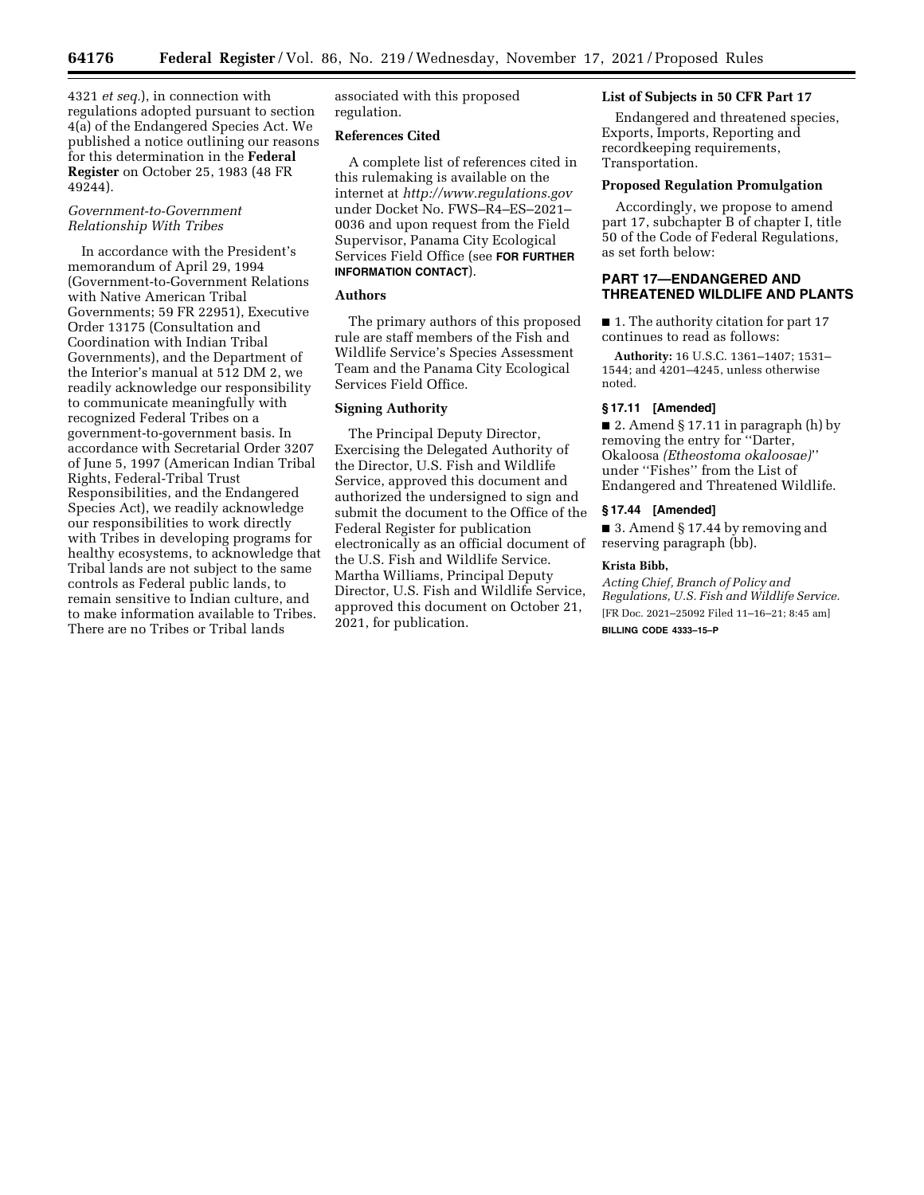4321 *et seq.*), in connection with regulations adopted pursuant to section 4(a) of the Endangered Species Act. We published a notice outlining our reasons for this determination in the **Federal Register** on October 25, 1983 (48 FR 49244).

### *Government-to-Government Relationship With Tribes*

In accordance with the President's memorandum of April 29, 1994 (Government-to-Government Relations with Native American Tribal Governments; 59 FR 22951), Executive Order 13175 (Consultation and Coordination with Indian Tribal Governments), and the Department of the Interior's manual at 512 DM 2, we readily acknowledge our responsibility to communicate meaningfully with recognized Federal Tribes on a government-to-government basis. In accordance with Secretarial Order 3207 of June 5, 1997 (American Indian Tribal Rights, Federal-Tribal Trust Responsibilities, and the Endangered Species Act), we readily acknowledge our responsibilities to work directly with Tribes in developing programs for healthy ecosystems, to acknowledge that Tribal lands are not subject to the same controls as Federal public lands, to remain sensitive to Indian culture, and to make information available to Tribes. There are no Tribes or Tribal lands associated with this proposed regulation.

## References Cited

A complete list of references cited in this rulemaking is available on the internet at *http://www.regulations.gov* under Docket No. FWS–R4–ES–2021–0036 and upon request from the Field Supervisor, Panama City Ecological Services Field Office (see **FOR FURTHER INFORMATION CONTACT**).

## Authors

The primary authors of this proposed rule are staff members of the Fish and Wildlife Service's Species Assessment Team and the Panama City Ecological Services Field Office.

## Signing Authority

The Principal Deputy Director, Exercising the Delegated Authority of the Director, U.S. Fish and Wildlife Service, approved this document and authorized the undersigned to sign and submit the document to the Office of the Federal Register for publication electronically as an official document of the U.S. Fish and Wildlife Service. Martha Williams, Principal Deputy Director, U.S. Fish and Wildlife Service, approved this document on October 21, 2021, for publication.

## List of Subjects in 50 CFR Part 17

Endangered and threatened species, Exports, Imports, Reporting and recordkeeping requirements, Transportation.

## Proposed Regulation Promulgation

Accordingly, we propose to amend part 17, subchapter B of chapter I, title 50 of the Code of Federal Regulations, as set forth below:

## PART 17—ENDANGERED AND THREATENED WILDLIFE AND PLANTS

■ 1. The authority citation for part 17 continues to read as follows:

**Authority:** 16 U.S.C. 1361–1407; 1531–1544; and 4201–4245, unless otherwise noted.

### § 17.11 [Amended]

■ 2. Amend § 17.11 in paragraph (h) by removing the entry for ''Darter, Okaloosa *(Etheostoma okaloosae)*'' under ''Fishes'' from the List of Endangered and Threatened Wildlife.

### § 17.44 [Amended]

■ 3. Amend § 17.44 by removing and reserving paragraph (bb).

**Krista Bibb,**

*Acting Chief, Branch of Policy and Regulations, U.S. Fish and Wildlife Service.*

[FR Doc. 2021–25092 Filed 11–16–21; 8:45 am]

**BILLING CODE 4333–15–P**